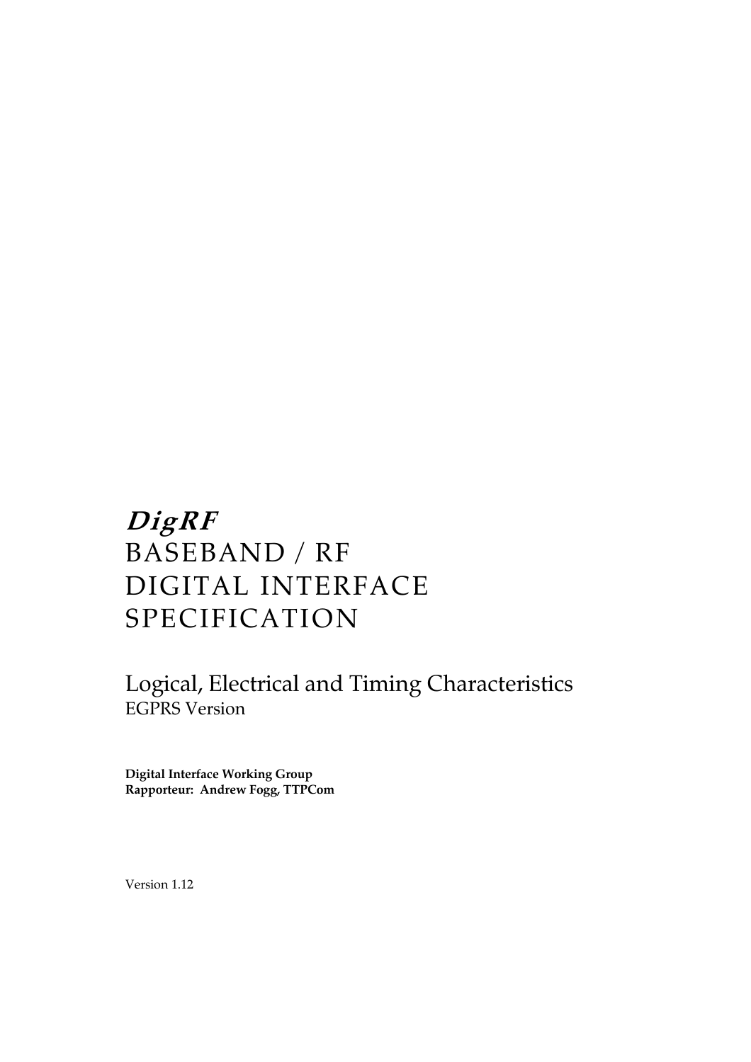# *DigRF*

# BASEBAND / RF DIGITAL INTERFACE SPECIFICATION

## Logical, Electrical and Timing Characteristics

EGPRS Version

**Digital Interface Working Group**
**Rapporteur: Andrew Fogg, TTPCom**

Version 1.12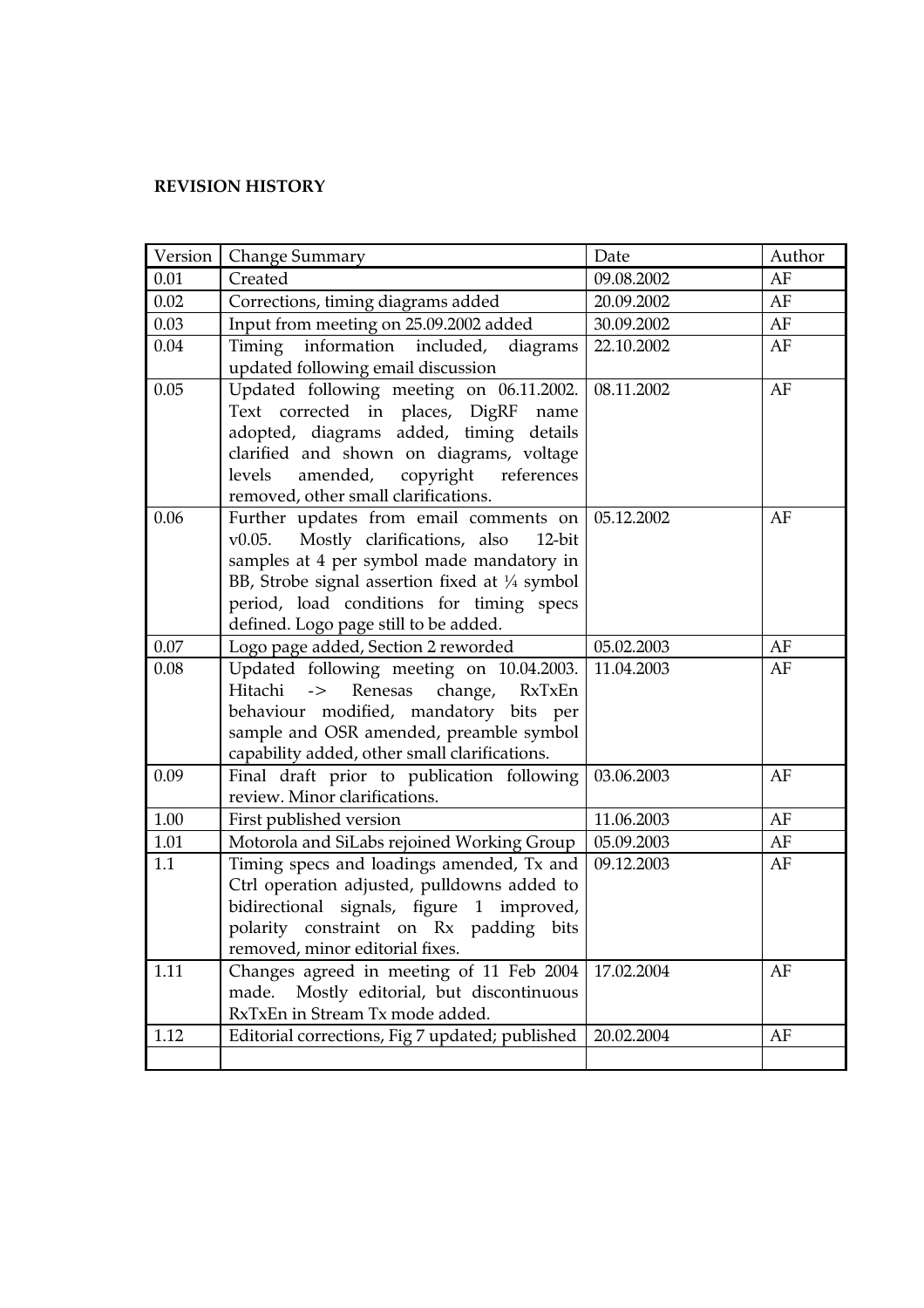**REVISION HISTORY**

| Version | Change Summary | Date | Author |
|---|---|---|---|
| 0.01 | Created | 09.08.2002 | AF |
| 0.02 | Corrections, timing diagrams added | 20.09.2002 | AF |
| 0.03 | Input from meeting on 25.09.2002 added | 30.09.2002 | AF |
| 0.04 | Timing information included, diagrams updated following email discussion | 22.10.2002 | AF |
| 0.05 | Updated following meeting on 06.11.2002. Text corrected in places, DigRF name adopted, diagrams added, timing details clarified and shown on diagrams, voltage levels amended, copyright references removed, other small clarifications. | 08.11.2002 | AF |
| 0.06 | Further updates from email comments on v0.05. Mostly clarifications, also 12-bit samples at 4 per symbol made mandatory in BB, Strobe signal assertion fixed at ¼ symbol period, load conditions for timing specs defined. Logo page still to be added. | 05.12.2002 | AF |
| 0.07 | Logo page added, Section 2 reworded | 05.02.2003 | AF |
| 0.08 | Updated following meeting on 10.04.2003. Hitachi -> Renesas change, RxTxEn behaviour modified, mandatory bits per sample and OSR amended, preamble symbol capability added, other small clarifications. | 11.04.2003 | AF |
| 0.09 | Final draft prior to publication following review. Minor clarifications. | 03.06.2003 | AF |
| 1.00 | First published version | 11.06.2003 | AF |
| 1.01 | Motorola and SiLabs rejoined Working Group | 05.09.2003 | AF |
| 1.1 | Timing specs and loadings amended, Tx and Ctrl operation adjusted, pulldowns added to bidirectional signals, figure 1 improved, polarity constraint on Rx padding bits removed, minor editorial fixes. | 09.12.2003 | AF |
| 1.11 | Changes agreed in meeting of 11 Feb 2004 made. Mostly editorial, but discontinuous RxTxEn in Stream Tx mode added. | 17.02.2004 | AF |
| 1.12 | Editorial corrections, Fig 7 updated; published | 20.02.2004 | AF |
| | | | |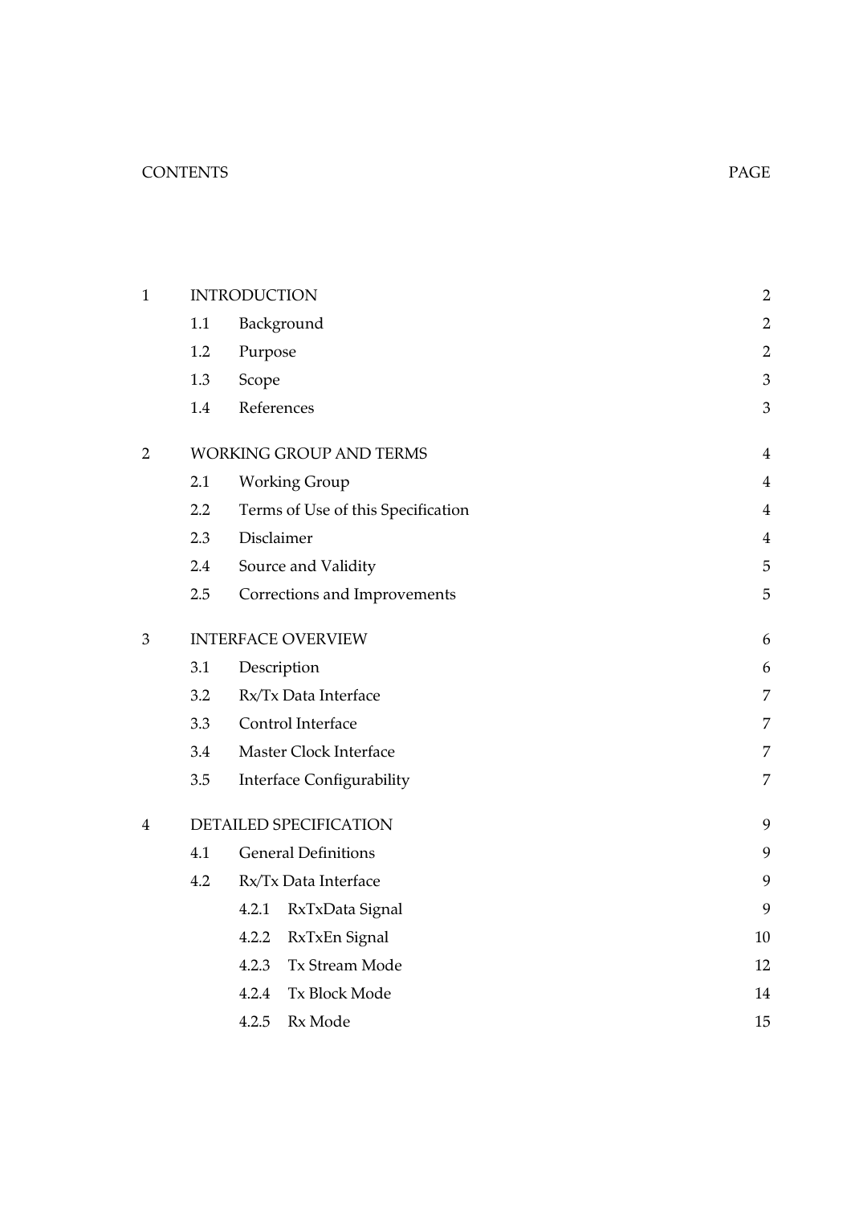| CONTENTS | | | | PAGE |
|---|---|---|---|---|
| 1 | INTRODUCTION | | | 2 |
| | 1.1 | Background | | 2 |
| | 1.2 | Purpose | | 2 |
| | 1.3 | Scope | | 3 |
| | 1.4 | References | | 3 |
| 2 | WORKING GROUP AND TERMS | | | 4 |
| | 2.1 | Working Group | | 4 |
| | 2.2 | Terms of Use of this Specification | | 4 |
| | 2.3 | Disclaimer | | 4 |
| | 2.4 | Source and Validity | | 5 |
| | 2.5 | Corrections and Improvements | | 5 |
| 3 | INTERFACE OVERVIEW | | | 6 |
| | 3.1 | Description | | 6 |
| | 3.2 | Rx/Tx Data Interface | | 7 |
| | 3.3 | Control Interface | | 7 |
| | 3.4 | Master Clock Interface | | 7 |
| | 3.5 | Interface Configurability | | 7 |
| 4 | DETAILED SPECIFICATION | | | 9 |
| | 4.1 | General Definitions | | 9 |
| | 4.2 | Rx/Tx Data Interface | | 9 |
| | | 4.2.1 | RxTxData Signal | 9 |
| | | 4.2.2 | RxTxEn Signal | 10 |
| | | 4.2.3 | Tx Stream Mode | 12 |
| | | 4.2.4 | Tx Block Mode | 14 |
| | | 4.2.5 | Rx Mode | 15 |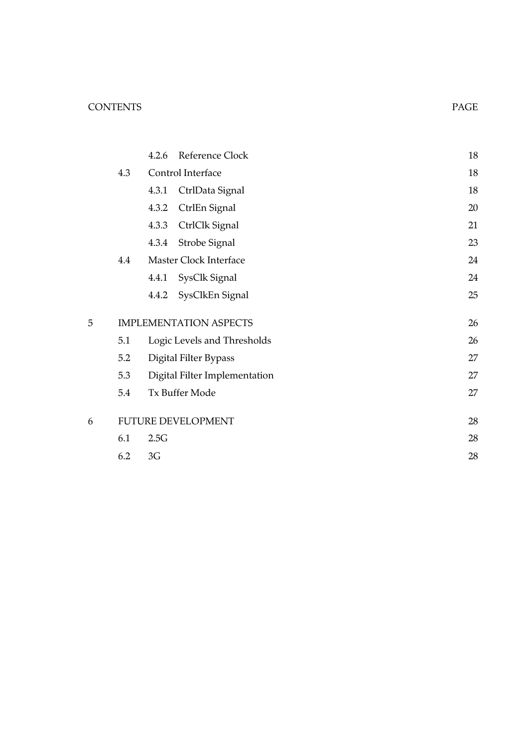CONTENTS PAGE

| | | | |
|---|---|---|---|
| | | 4.2.6 Reference Clock | 18 |
| | 4.3 | Control Interface | 18 |
| | | 4.3.1 CtrlData Signal | 18 |
| | | 4.3.2 CtrlEn Signal | 20 |
| | | 4.3.3 CtrlClk Signal | 21 |
| | | 4.3.4 Strobe Signal | 23 |
| | 4.4 | Master Clock Interface | 24 |
| | | 4.4.1 SysClk Signal | 24 |
| | | 4.4.2 SysClkEn Signal | 25 |
| 5 | IMPLEMENTATION ASPECTS | | 26 |
| | 5.1 | Logic Levels and Thresholds | 26 |
| | 5.2 | Digital Filter Bypass | 27 |
| | 5.3 | Digital Filter Implementation | 27 |
| | 5.4 | Tx Buffer Mode | 27 |
| 6 | FUTURE DEVELOPMENT | | 28 |
| | 6.1 | 2.5G | 28 |
| | 6.2 | 3G | 28 |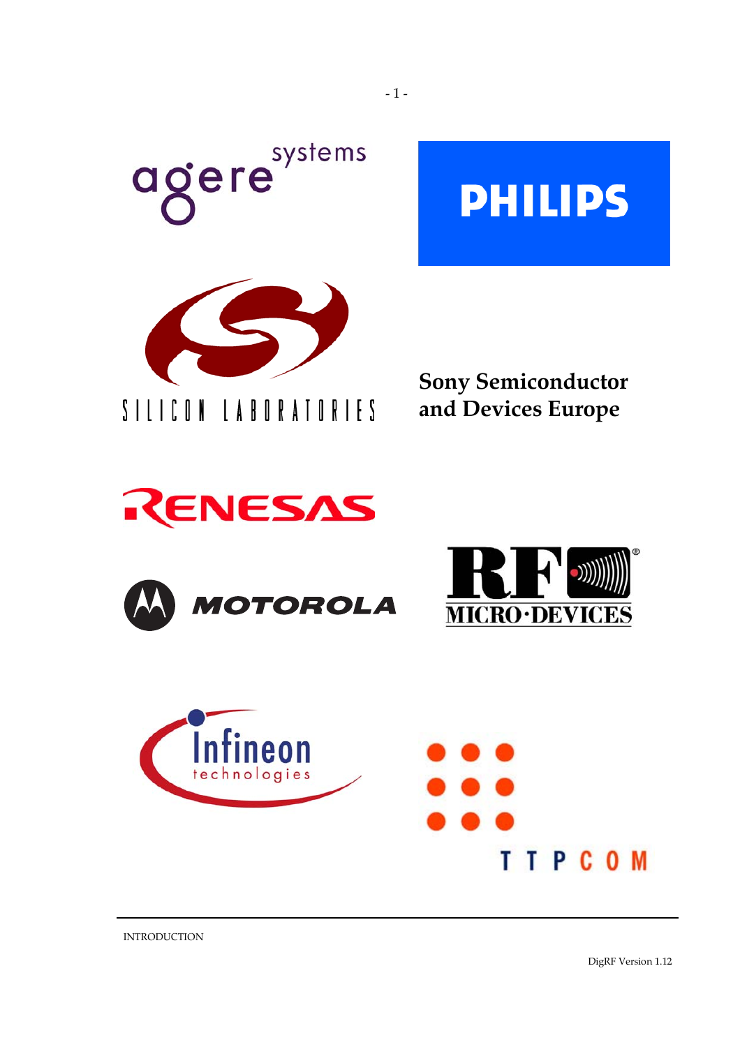agere systems

PHILIPS

SILICON LABORATORIES

Sony Semiconductor and Devices Europe

RENESAS

MOTOROLA

RF MICRO·DEVICES

Infineon technologies

TTPCOM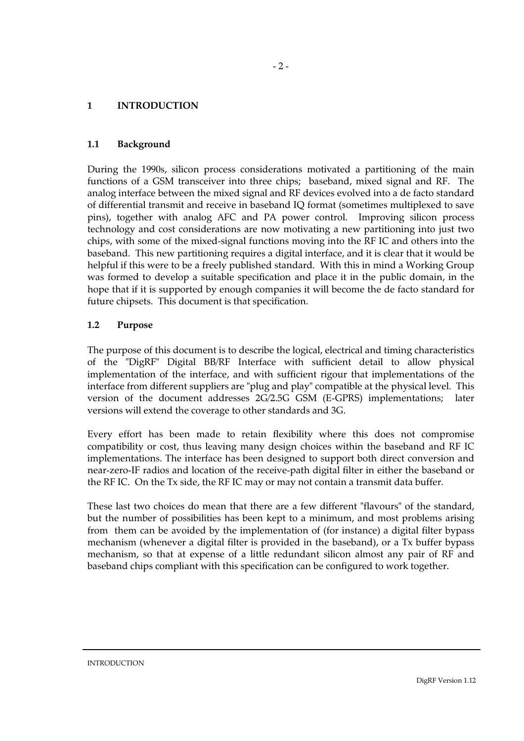# 1 INTRODUCTION

## 1.1 Background

During the 1990s, silicon process considerations motivated a partitioning of the main functions of a GSM transceiver into three chips; baseband, mixed signal and RF. The analog interface between the mixed signal and RF devices evolved into a de facto standard of differential transmit and receive in baseband IQ format (sometimes multiplexed to save pins), together with analog AFC and PA power control. Improving silicon process technology and cost considerations are now motivating a new partitioning into just two chips, with some of the mixed-signal functions moving into the RF IC and others into the baseband. This new partitioning requires a digital interface, and it is clear that it would be helpful if this were to be a freely published standard. With this in mind a Working Group was formed to develop a suitable specification and place it in the public domain, in the hope that if it is supported by enough companies it will become the de facto standard for future chipsets. This document is that specification.

## 1.2 Purpose

The purpose of this document is to describe the logical, electrical and timing characteristics of the "DigRF" Digital BB/RF Interface with sufficient detail to allow physical implementation of the interface, and with sufficient rigour that implementations of the interface from different suppliers are "plug and play" compatible at the physical level. This version of the document addresses 2G/2.5G GSM (E-GPRS) implementations; later versions will extend the coverage to other standards and 3G.

Every effort has been made to retain flexibility where this does not compromise compatibility or cost, thus leaving many design choices within the baseband and RF IC implementations. The interface has been designed to support both direct conversion and near-zero-IF radios and location of the receive-path digital filter in either the baseband or the RF IC. On the Tx side, the RF IC may or may not contain a transmit data buffer.

These last two choices do mean that there are a few different "flavours" of the standard, but the number of possibilities has been kept to a minimum, and most problems arising from them can be avoided by the implementation of (for instance) a digital filter bypass mechanism (whenever a digital filter is provided in the baseband), or a Tx buffer bypass mechanism, so that at expense of a little redundant silicon almost any pair of RF and baseband chips compliant with this specification can be configured to work together.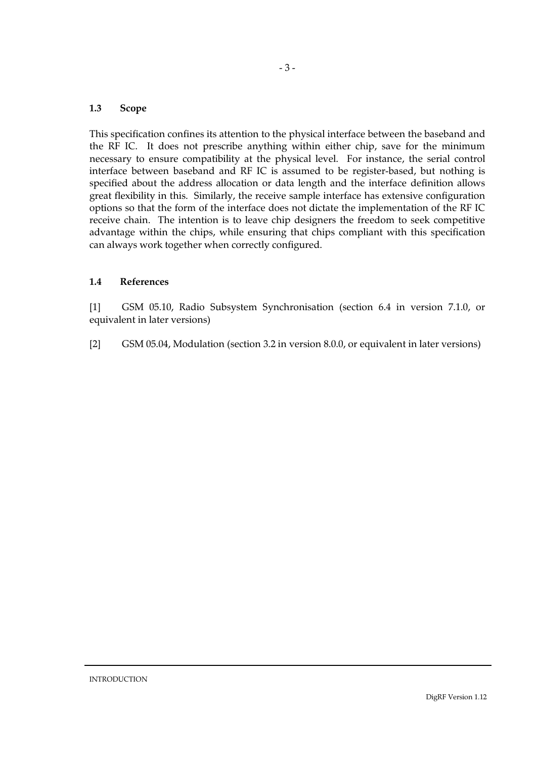### 1.3 Scope

This specification confines its attention to the physical interface between the baseband and the RF IC. It does not prescribe anything within either chip, save for the minimum necessary to ensure compatibility at the physical level. For instance, the serial control interface between baseband and RF IC is assumed to be register-based, but nothing is specified about the address allocation or data length and the interface definition allows great flexibility in this. Similarly, the receive sample interface has extensive configuration options so that the form of the interface does not dictate the implementation of the RF IC receive chain. The intention is to leave chip designers the freedom to seek competitive advantage within the chips, while ensuring that chips compliant with this specification can always work together when correctly configured.

### 1.4 References

[1] GSM 05.10, Radio Subsystem Synchronisation (section 6.4 in version 7.1.0, or equivalent in later versions)

[2] GSM 05.04, Modulation (section 3.2 in version 8.0.0, or equivalent in later versions)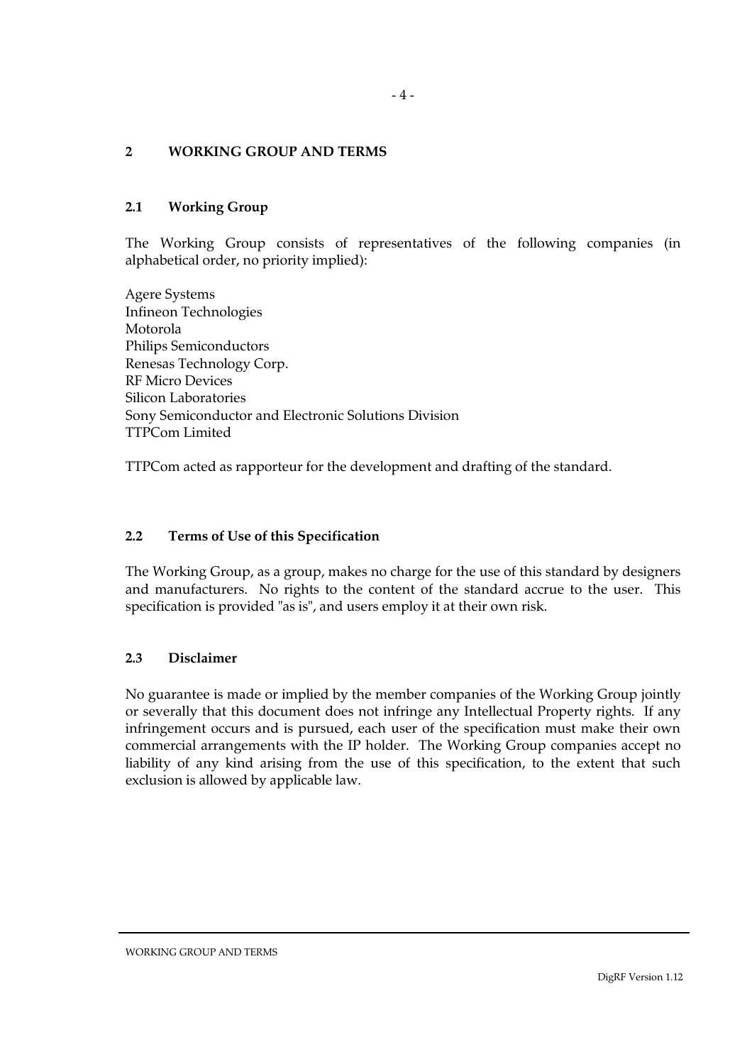# 2 WORKING GROUP AND TERMS

## 2.1 Working Group

The Working Group consists of representatives of the following companies (in alphabetical order, no priority implied):

Agere Systems
Infineon Technologies
Motorola
Philips Semiconductors
Renesas Technology Corp.
RF Micro Devices
Silicon Laboratories
Sony Semiconductor and Electronic Solutions Division
TTPCom Limited

TTPCom acted as rapporteur for the development and drafting of the standard.

## 2.2 Terms of Use of this Specification

The Working Group, as a group, makes no charge for the use of this standard by designers and manufacturers. No rights to the content of the standard accrue to the user. This specification is provided "as is", and users employ it at their own risk.

## 2.3 Disclaimer

No guarantee is made or implied by the member companies of the Working Group jointly or severally that this document does not infringe any Intellectual Property rights. If any infringement occurs and is pursued, each user of the specification must make their own commercial arrangements with the IP holder. The Working Group companies accept no liability of any kind arising from the use of this specification, to the extent that such exclusion is allowed by applicable law.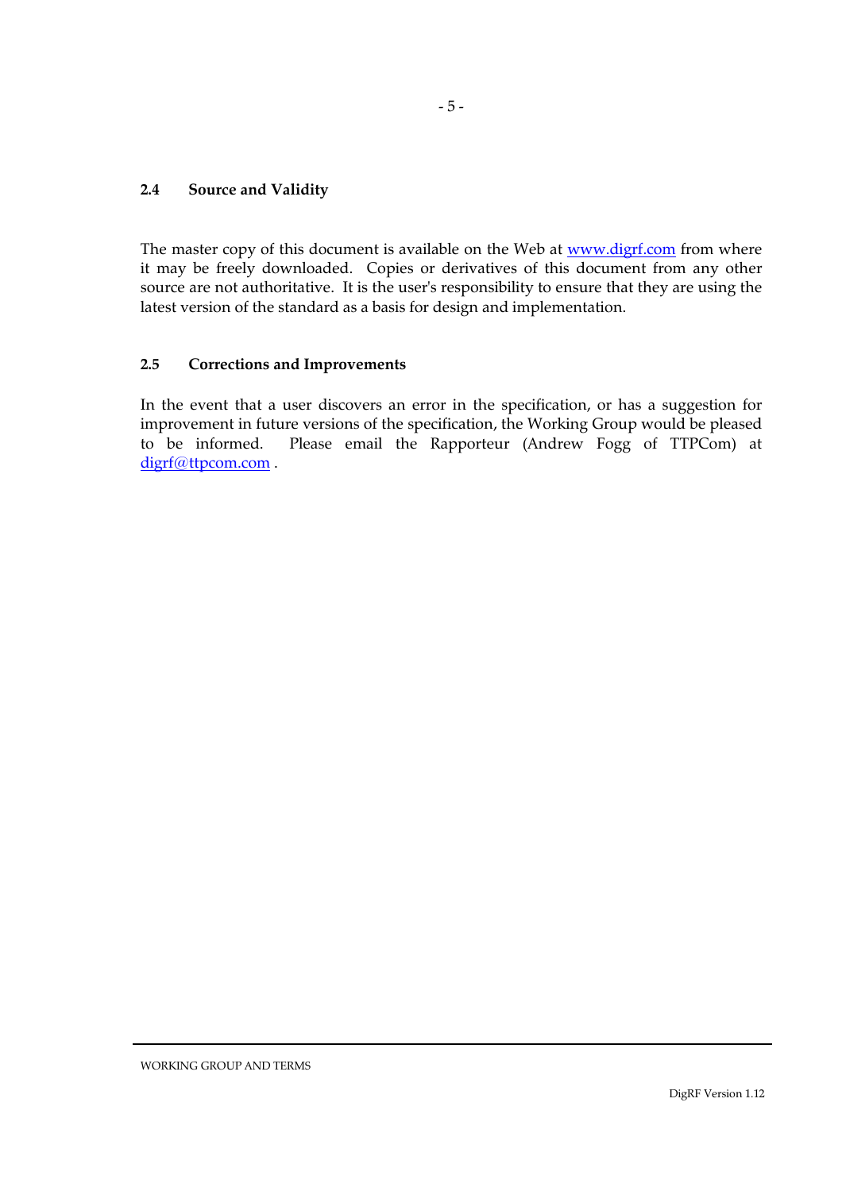### 2.4 Source and Validity

The master copy of this document is available on the Web at [www.digrf.com](http://www.digrf.com) from where it may be freely downloaded. Copies or derivatives of this document from any other source are not authoritative. It is the user's responsibility to ensure that they are using the latest version of the standard as a basis for design and implementation.

### 2.5 Corrections and Improvements

In the event that a user discovers an error in the specification, or has a suggestion for improvement in future versions of the specification, the Working Group would be pleased to be informed. Please email the Rapporteur (Andrew Fogg of TTPCom) at [digrf@ttpcom.com](mailto:digrf@ttpcom.com) .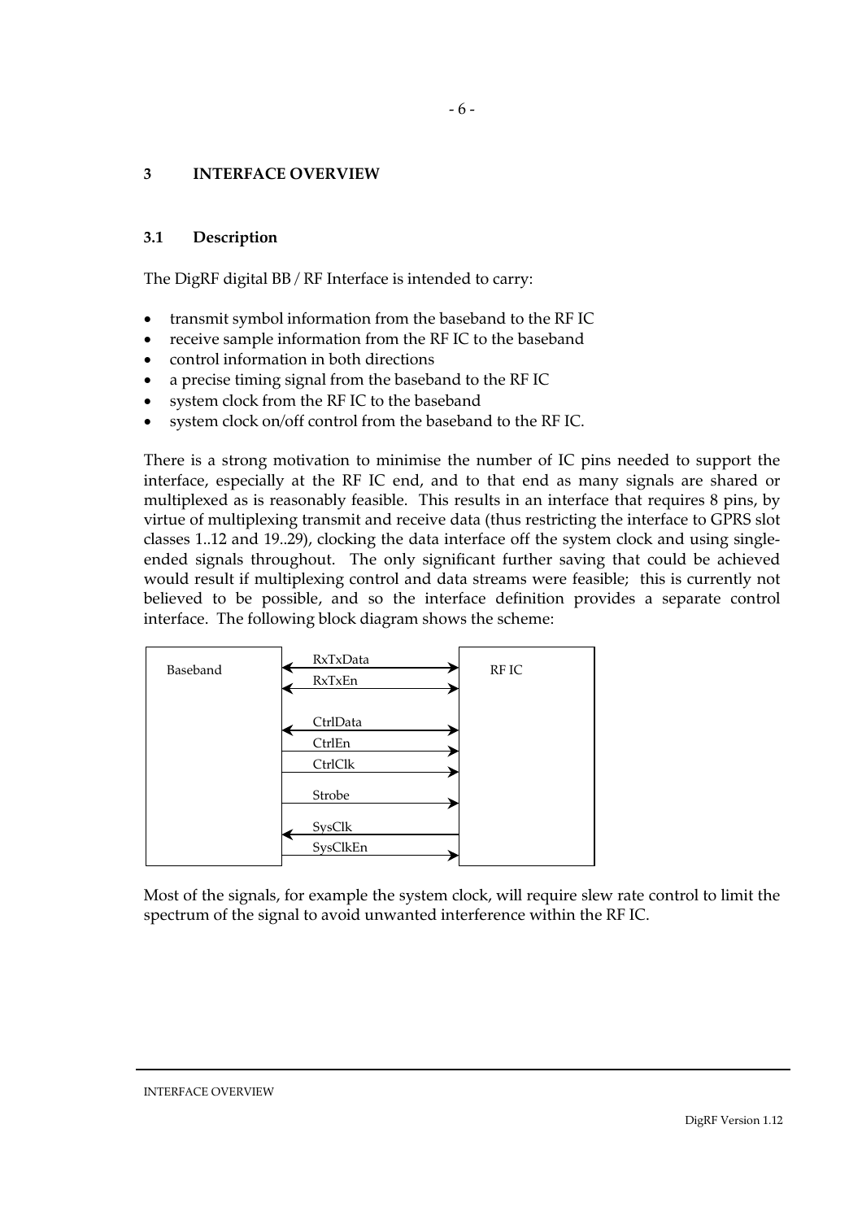## 3 INTERFACE OVERVIEW

### 3.1 Description

The DigRF digital BB / RF Interface is intended to carry:

- transmit symbol information from the baseband to the RF IC
- receive sample information from the RF IC to the baseband
- control information in both directions
- a precise timing signal from the baseband to the RF IC
- system clock from the RF IC to the baseband
- system clock on/off control from the baseband to the RF IC.

There is a strong motivation to minimise the number of IC pins needed to support the interface, especially at the RF IC end, and to that end as many signals are shared or multiplexed as is reasonably feasible. This results in an interface that requires 8 pins, by virtue of multiplexing transmit and receive data (thus restricting the interface to GPRS slot classes 1..12 and 19..29), clocking the data interface off the system clock and using single-ended signals throughout. The only significant further saving that could be achieved would result if multiplexing control and data streams were feasible; this is currently not believed to be possible, and so the interface definition provides a separate control interface. The following block diagram shows the scheme:

| Baseband | Signal | Direction | RF IC |
|---|---|---|---|
| | RxTxData | ↔ (bidirectional) | |
| | RxTxEn | ↔ (bidirectional) | |
| | CtrlData | ↔ (bidirectional) | |
| | CtrlEn | → (Baseband to RF IC) | |
| | CtrlClk | → (Baseband to RF IC) | |
| | Strobe | → (Baseband to RF IC) | |
| | SysClk | ← (RF IC to Baseband) | |
| | SysClkEn | → (Baseband to RF IC) | |

Most of the signals, for example the system clock, will require slew rate control to limit the spectrum of the signal to avoid unwanted interference within the RF IC.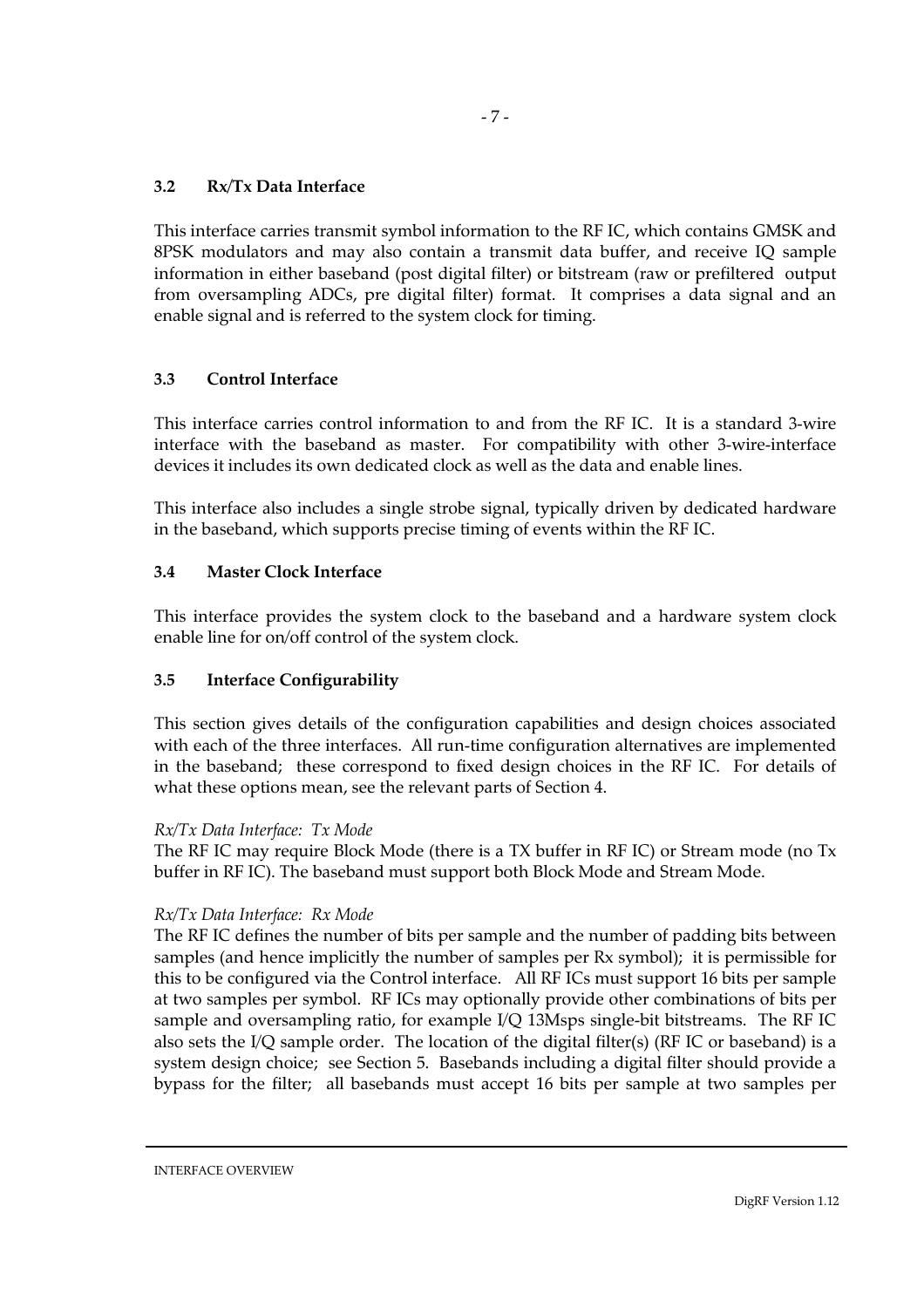### 3.2 Rx/Tx Data Interface

This interface carries transmit symbol information to the RF IC, which contains GMSK and 8PSK modulators and may also contain a transmit data buffer, and receive IQ sample information in either baseband (post digital filter) or bitstream (raw or prefiltered output from oversampling ADCs, pre digital filter) format. It comprises a data signal and an enable signal and is referred to the system clock for timing.

### 3.3 Control Interface

This interface carries control information to and from the RF IC. It is a standard 3-wire interface with the baseband as master. For compatibility with other 3-wire-interface devices it includes its own dedicated clock as well as the data and enable lines.

This interface also includes a single strobe signal, typically driven by dedicated hardware in the baseband, which supports precise timing of events within the RF IC.

### 3.4 Master Clock Interface

This interface provides the system clock to the baseband and a hardware system clock enable line for on/off control of the system clock.

### 3.5 Interface Configurability

This section gives details of the configuration capabilities and design choices associated with each of the three interfaces. All run-time configuration alternatives are implemented in the baseband; these correspond to fixed design choices in the RF IC. For details of what these options mean, see the relevant parts of Section 4.

*Rx/Tx Data Interface: Tx Mode*
The RF IC may require Block Mode (there is a TX buffer in RF IC) or Stream mode (no Tx buffer in RF IC). The baseband must support both Block Mode and Stream Mode.

*Rx/Tx Data Interface: Rx Mode*
The RF IC defines the number of bits per sample and the number of padding bits between samples (and hence implicitly the number of samples per Rx symbol); it is permissible for this to be configured via the Control interface. All RF ICs must support 16 bits per sample at two samples per symbol. RF ICs may optionally provide other combinations of bits per sample and oversampling ratio, for example I/Q 13Msps single-bit bitstreams. The RF IC also sets the I/Q sample order. The location of the digital filter(s) (RF IC or baseband) is a system design choice; see Section 5. Basebands including a digital filter should provide a bypass for the filter; all basebands must accept 16 bits per sample at two samples per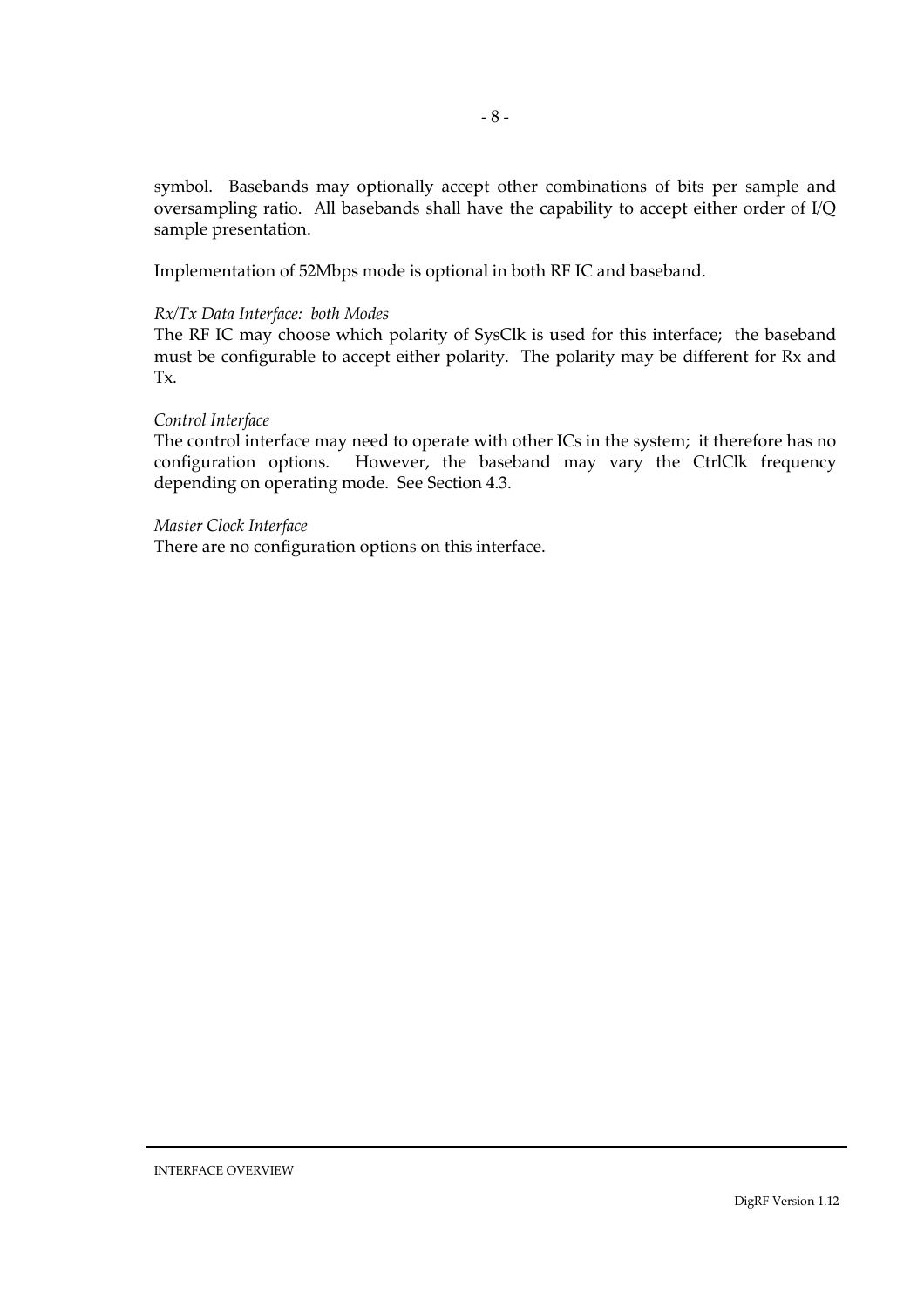symbol. Basebands may optionally accept other combinations of bits per sample and oversampling ratio. All basebands shall have the capability to accept either order of I/Q sample presentation.

Implementation of 52Mbps mode is optional in both RF IC and baseband.

*Rx/Tx Data Interface: both Modes*

The RF IC may choose which polarity of SysClk is used for this interface; the baseband must be configurable to accept either polarity. The polarity may be different for Rx and Tx.

*Control Interface*

The control interface may need to operate with other ICs in the system; it therefore has no configuration options. However, the baseband may vary the CtrlClk frequency depending on operating mode. See Section 4.3.

*Master Clock Interface*

There are no configuration options on this interface.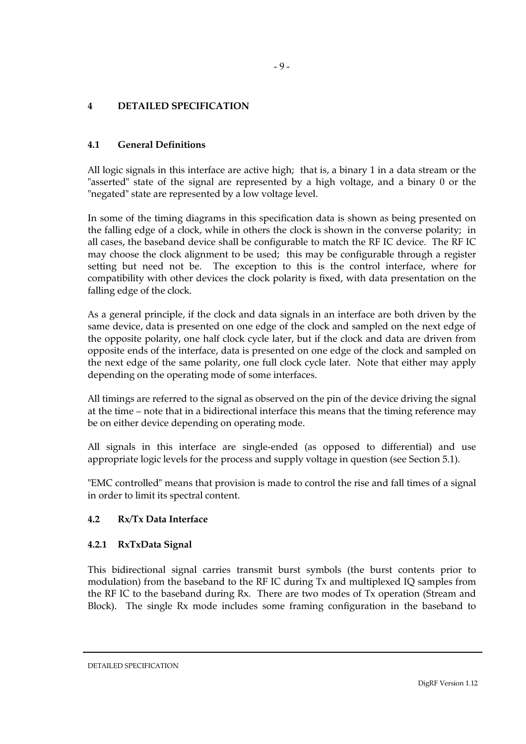# 4 DETAILED SPECIFICATION

## 4.1 General Definitions

All logic signals in this interface are active high; that is, a binary 1 in a data stream or the "asserted" state of the signal are represented by a high voltage, and a binary 0 or the "negated" state are represented by a low voltage level.

In some of the timing diagrams in this specification data is shown as being presented on the falling edge of a clock, while in others the clock is shown in the converse polarity; in all cases, the baseband device shall be configurable to match the RF IC device. The RF IC may choose the clock alignment to be used; this may be configurable through a register setting but need not be. The exception to this is the control interface, where for compatibility with other devices the clock polarity is fixed, with data presentation on the falling edge of the clock.

As a general principle, if the clock and data signals in an interface are both driven by the same device, data is presented on one edge of the clock and sampled on the next edge of the opposite polarity, one half clock cycle later, but if the clock and data are driven from opposite ends of the interface, data is presented on one edge of the clock and sampled on the next edge of the same polarity, one full clock cycle later. Note that either may apply depending on the operating mode of some interfaces.

All timings are referred to the signal as observed on the pin of the device driving the signal at the time – note that in a bidirectional interface this means that the timing reference may be on either device depending on operating mode.

All signals in this interface are single-ended (as opposed to differential) and use appropriate logic levels for the process and supply voltage in question (see Section 5.1).

"EMC controlled" means that provision is made to control the rise and fall times of a signal in order to limit its spectral content.

## 4.2 Rx/Tx Data Interface

### 4.2.1 RxTxData Signal

This bidirectional signal carries transmit burst symbols (the burst contents prior to modulation) from the baseband to the RF IC during Tx and multiplexed IQ samples from the RF IC to the baseband during Rx. There are two modes of Tx operation (Stream and Block). The single Rx mode includes some framing configuration in the baseband to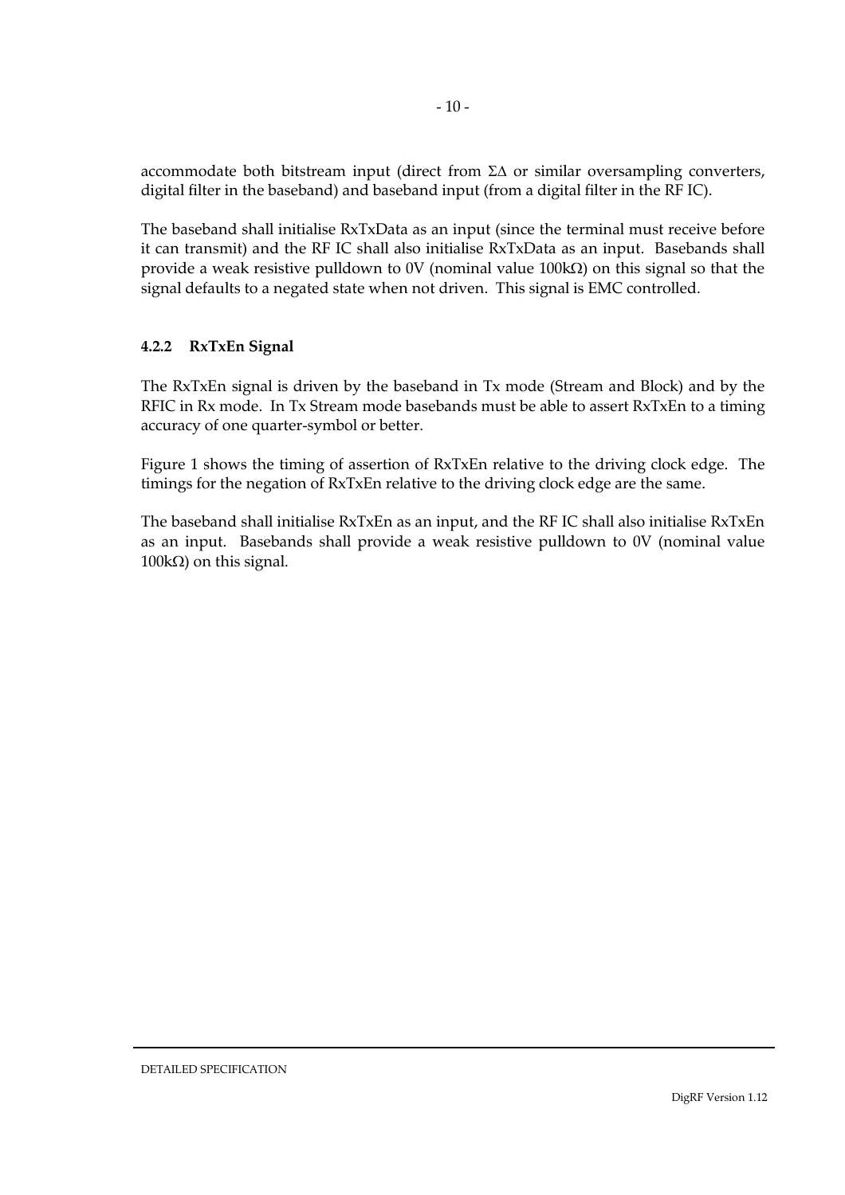accommodate both bitstream input (direct from ΣΔ or similar oversampling converters, digital filter in the baseband) and baseband input (from a digital filter in the RF IC).

The baseband shall initialise RxTxData as an input (since the terminal must receive before it can transmit) and the RF IC shall also initialise RxTxData as an input. Basebands shall provide a weak resistive pulldown to 0V (nominal value 100kΩ) on this signal so that the signal defaults to a negated state when not driven. This signal is EMC controlled.

### 4.2.2 RxTxEn Signal

The RxTxEn signal is driven by the baseband in Tx mode (Stream and Block) and by the RFIC in Rx mode. In Tx Stream mode basebands must be able to assert RxTxEn to a timing accuracy of one quarter-symbol or better.

Figure 1 shows the timing of assertion of RxTxEn relative to the driving clock edge. The timings for the negation of RxTxEn relative to the driving clock edge are the same.

The baseband shall initialise RxTxEn as an input, and the RF IC shall also initialise RxTxEn as an input. Basebands shall provide a weak resistive pulldown to 0V (nominal value 100kΩ) on this signal.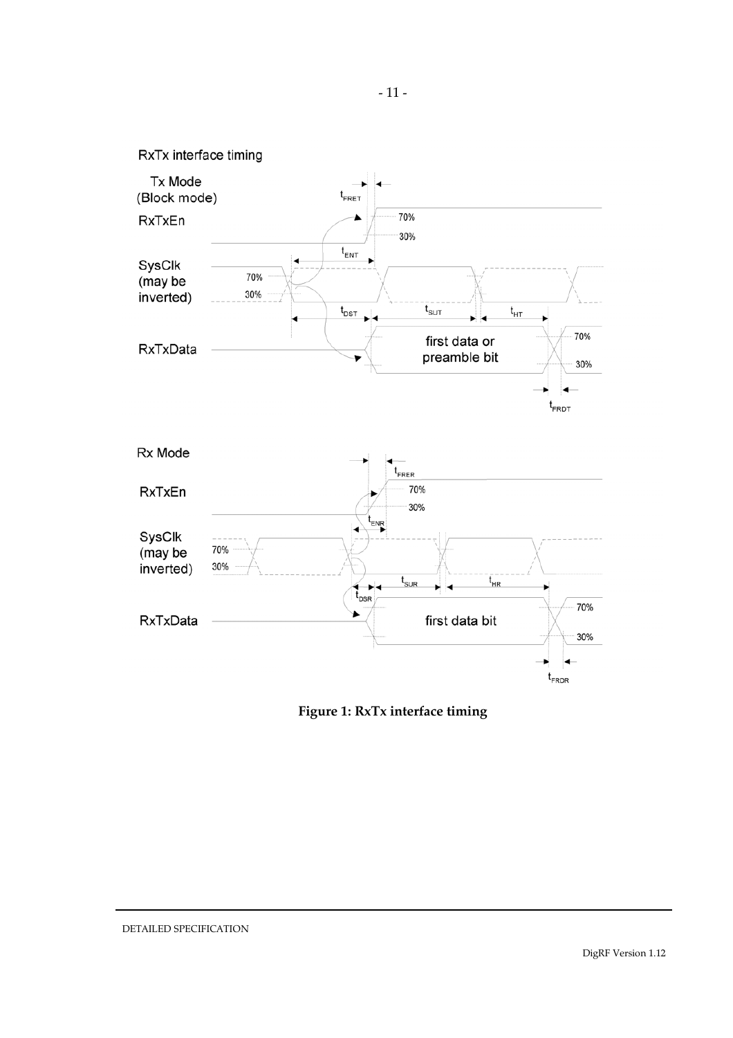RxTx interface timing

Tx Mode (Block mode)

RxTxEn

SysClk (may be inverted)

RxTxData

$t_{FRET}$ 70% 30% $t_{ENT}$ 70% 30% $t_{DST}$ $t_{SUT}$ $t_{HT}$ first data or preamble bit 70% 30% $t_{FRDT}$

Rx Mode

RxTxEn

SysClk (may be inverted)

RxTxData

$t_{FRER}$ 70% 30% $t_{ENR}$ 70% 30% $t_{DSR}$ $t_{SUR}$ $t_{HR}$ first data bit 70% 30% $t_{FRDR}$

**Figure 1: RxTx interface timing**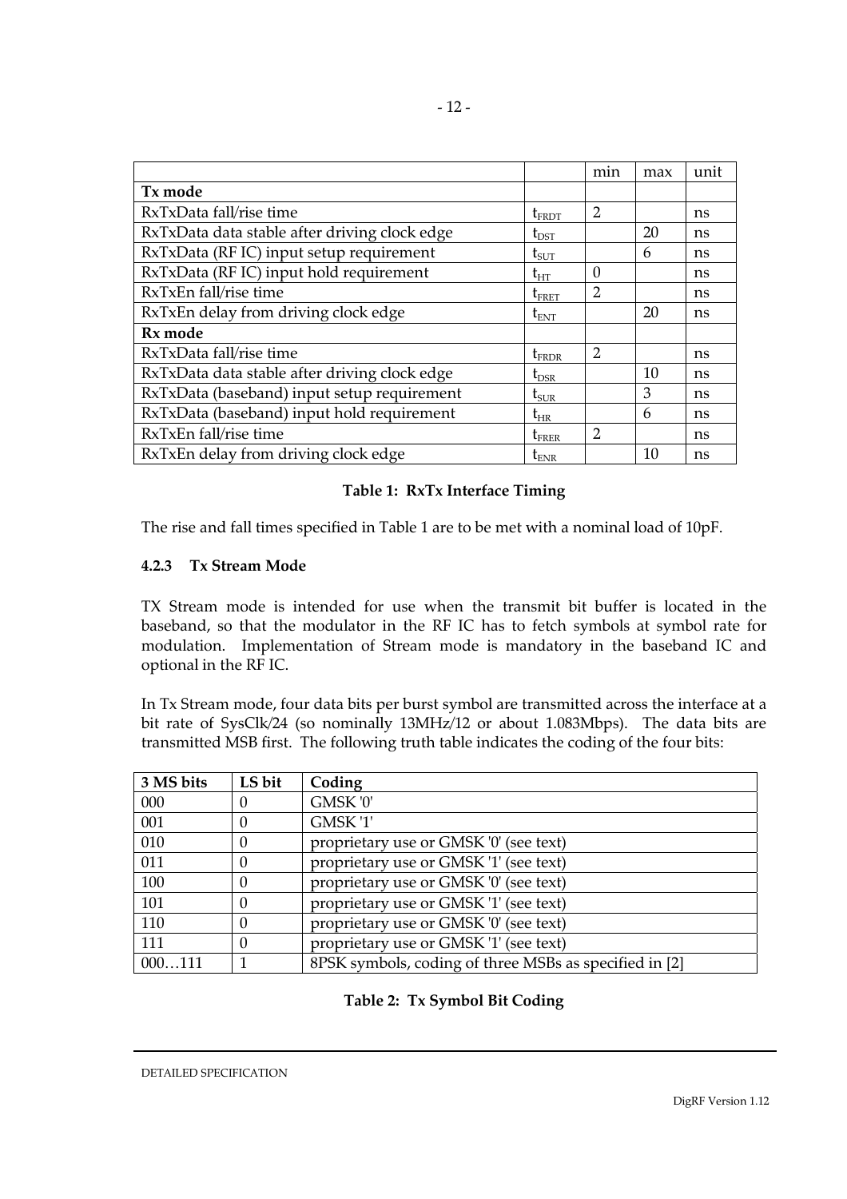| | | min | max | unit |
|---|---|---|---|---|
| **Tx mode** | | | | |
| RxTxData fall/rise time | $t_{FRDT}$ | 2 | | ns |
| RxTxData data stable after driving clock edge | $t_{DST}$ | | 20 | ns |
| RxTxData (RF IC) input setup requirement | $t_{SUT}$ | | 6 | ns |
| RxTxData (RF IC) input hold requirement | $t_{HT}$ | 0 | | ns |
| RxTxEn fall/rise time | $t_{FRET}$ | 2 | | ns |
| RxTxEn delay from driving clock edge | $t_{ENT}$ | | 20 | ns |
| **Rx mode** | | | | |
| RxTxData fall/rise time | $t_{FRDR}$ | 2 | | ns |
| RxTxData data stable after driving clock edge | $t_{DSR}$ | | 10 | ns |
| RxTxData (baseband) input setup requirement | $t_{SUR}$ | | 3 | ns |
| RxTxData (baseband) input hold requirement | $t_{HR}$ | | 6 | ns |
| RxTxEn fall/rise time | $t_{FRER}$ | 2 | | ns |
| RxTxEn delay from driving clock edge | $t_{ENR}$ | | 10 | ns |

**Table 1: RxTx Interface Timing**

The rise and fall times specified in Table 1 are to be met with a nominal load of 10pF.

#### 4.2.3 Tx Stream Mode

TX Stream mode is intended for use when the transmit bit buffer is located in the baseband, so that the modulator in the RF IC has to fetch symbols at symbol rate for modulation. Implementation of Stream mode is mandatory in the baseband IC and optional in the RF IC.

In Tx Stream mode, four data bits per burst symbol are transmitted across the interface at a bit rate of SysClk/24 (so nominally 13MHz/12 or about 1.083Mbps). The data bits are transmitted MSB first. The following truth table indicates the coding of the four bits:

| 3 MS bits | LS bit | Coding |
|---|---|---|
| 000 | 0 | GMSK '0' |
| 001 | 0 | GMSK '1' |
| 010 | 0 | proprietary use or GMSK '0' (see text) |
| 011 | 0 | proprietary use or GMSK '1' (see text) |
| 100 | 0 | proprietary use or GMSK '0' (see text) |
| 101 | 0 | proprietary use or GMSK '1' (see text) |
| 110 | 0 | proprietary use or GMSK '0' (see text) |
| 111 | 0 | proprietary use or GMSK '1' (see text) |
| 000…111 | 1 | 8PSK symbols, coding of three MSBs as specified in [2] |

**Table 2: Tx Symbol Bit Coding**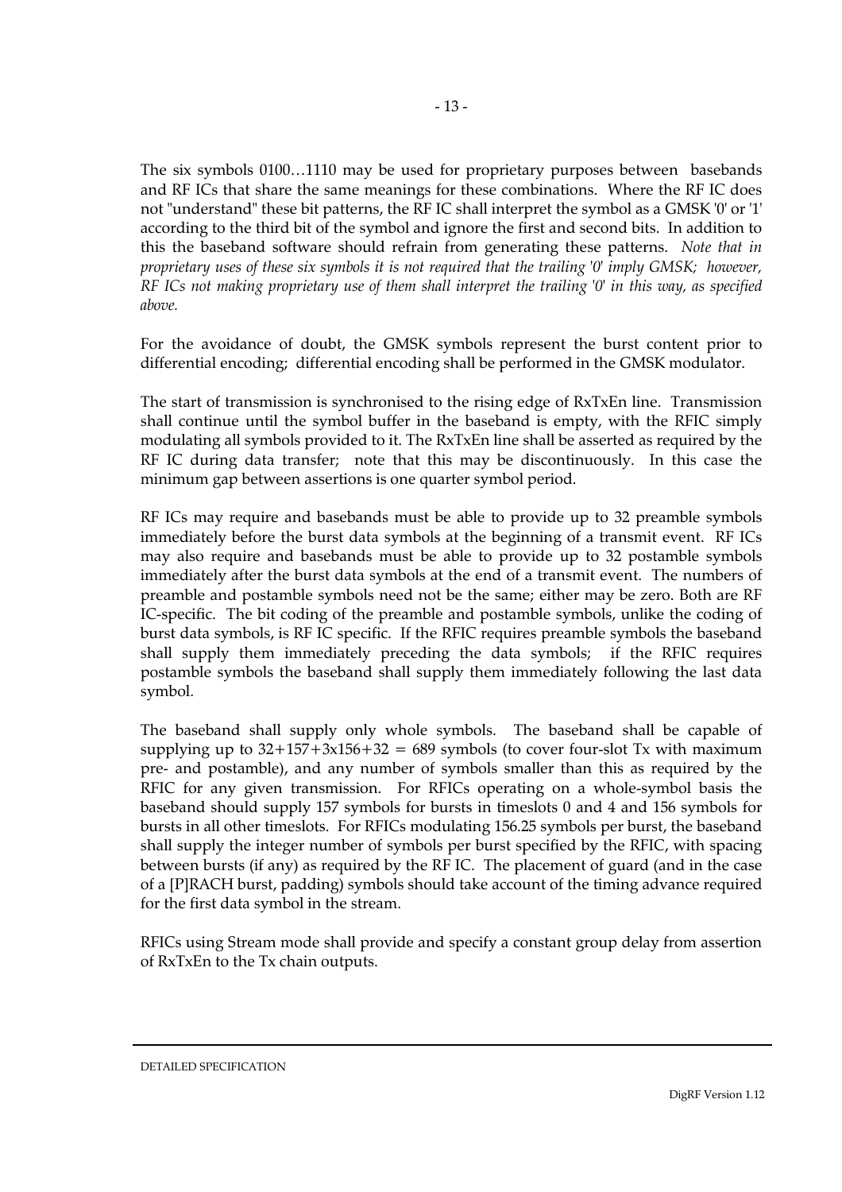The six symbols 0100…1110 may be used for proprietary purposes between basebands and RF ICs that share the same meanings for these combinations. Where the RF IC does not "understand" these bit patterns, the RF IC shall interpret the symbol as a GMSK '0' or '1' according to the third bit of the symbol and ignore the first and second bits. In addition to this the baseband software should refrain from generating these patterns. *Note that in proprietary uses of these six symbols it is not required that the trailing '0' imply GMSK; however, RF ICs not making proprietary use of them shall interpret the trailing '0' in this way, as specified above.*

For the avoidance of doubt, the GMSK symbols represent the burst content prior to differential encoding; differential encoding shall be performed in the GMSK modulator.

The start of transmission is synchronised to the rising edge of RxTxEn line. Transmission shall continue until the symbol buffer in the baseband is empty, with the RFIC simply modulating all symbols provided to it. The RxTxEn line shall be asserted as required by the RF IC during data transfer; note that this may be discontinuously. In this case the minimum gap between assertions is one quarter symbol period.

RF ICs may require and basebands must be able to provide up to 32 preamble symbols immediately before the burst data symbols at the beginning of a transmit event. RF ICs may also require and basebands must be able to provide up to 32 postamble symbols immediately after the burst data symbols at the end of a transmit event. The numbers of preamble and postamble symbols need not be the same; either may be zero. Both are RF IC-specific. The bit coding of the preamble and postamble symbols, unlike the coding of burst data symbols, is RF IC specific. If the RFIC requires preamble symbols the baseband shall supply them immediately preceding the data symbols; if the RFIC requires postamble symbols the baseband shall supply them immediately following the last data symbol.

The baseband shall supply only whole symbols. The baseband shall be capable of supplying up to $32+157+3x156+32 = 689$ symbols (to cover four-slot Tx with maximum pre- and postamble), and any number of symbols smaller than this as required by the RFIC for any given transmission. For RFICs operating on a whole-symbol basis the baseband should supply 157 symbols for bursts in timeslots 0 and 4 and 156 symbols for bursts in all other timeslots. For RFICs modulating 156.25 symbols per burst, the baseband shall supply the integer number of symbols per burst specified by the RFIC, with spacing between bursts (if any) as required by the RF IC. The placement of guard (and in the case of a [P]RACH burst, padding) symbols should take account of the timing advance required for the first data symbol in the stream.

RFICs using Stream mode shall provide and specify a constant group delay from assertion of RxTxEn to the Tx chain outputs.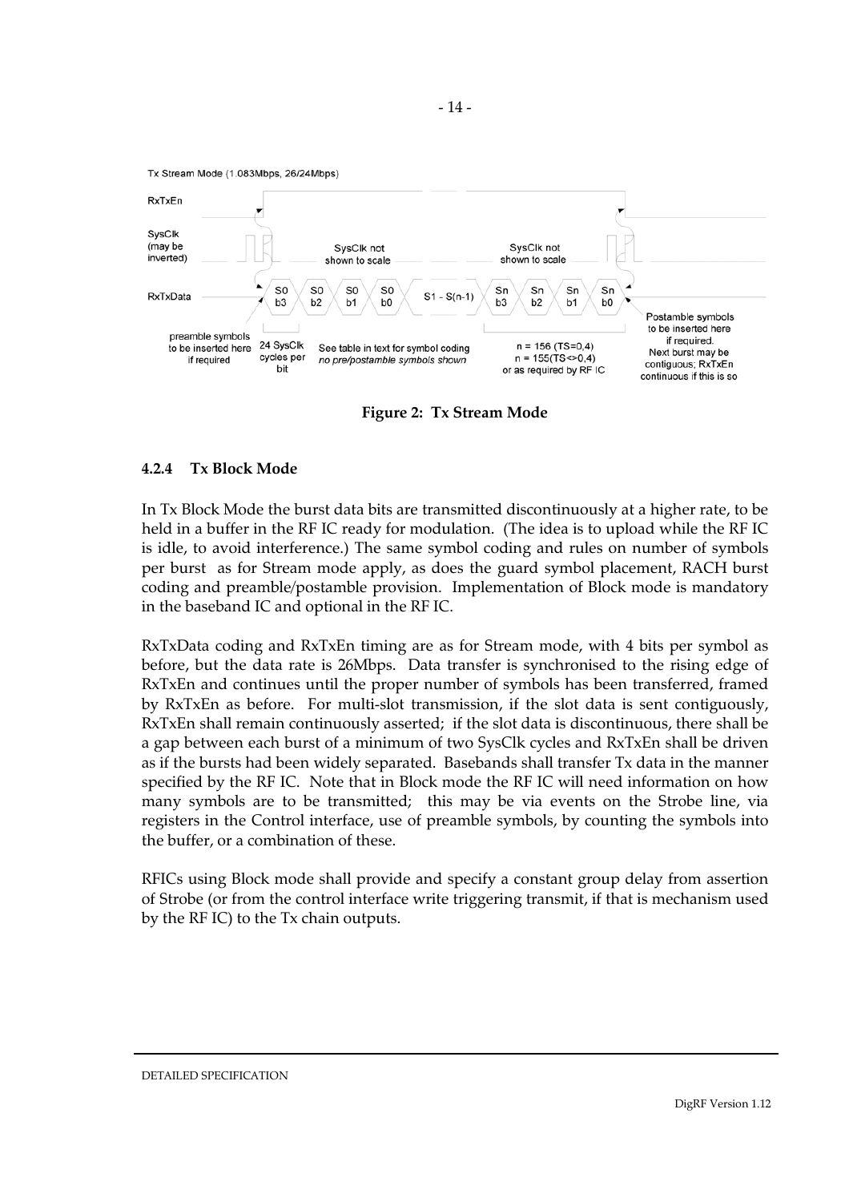Tx Stream Mode (1.083Mbps, 26/24Mbps)

RxTxEn

SysClk (may be inverted)

SysClk not shown to scale

SysClk not shown to scale

RxTxData

S0 b3 | S0 b2 | S0 b1 | S0 b0 | S1 - S(n-1) | Sn b3 | Sn b2 | Sn b1 | Sn b0

preamble symbols to be inserted here if required

24 SysClk cycles per bit

See table in text for symbol coding *no pre/postamble symbols shown*

n = 156 (TS=0,4) n = 155(TS<>0,4) or as required by RF IC

Postamble symbols to be inserted here if required. Next burst may be contiguous; RxTxEn continuous if this is so

**Figure 2: Tx Stream Mode**

### 4.2.4 Tx Block Mode

In Tx Block Mode the burst data bits are transmitted discontinuously at a higher rate, to be held in a buffer in the RF IC ready for modulation. (The idea is to upload while the RF IC is idle, to avoid interference.) The same symbol coding and rules on number of symbols per burst as for Stream mode apply, as does the guard symbol placement, RACH burst coding and preamble/postamble provision. Implementation of Block mode is mandatory in the baseband IC and optional in the RF IC.

RxTxData coding and RxTxEn timing are as for Stream mode, with 4 bits per symbol as before, but the data rate is 26Mbps. Data transfer is synchronised to the rising edge of RxTxEn and continues until the proper number of symbols has been transferred, framed by RxTxEn as before. For multi-slot transmission, if the slot data is sent contiguously, RxTxEn shall remain continuously asserted; if the slot data is discontinuous, there shall be a gap between each burst of a minimum of two SysClk cycles and RxTxEn shall be driven as if the bursts had been widely separated. Basebands shall transfer Tx data in the manner specified by the RF IC. Note that in Block mode the RF IC will need information on how many symbols are to be transmitted; this may be via events on the Strobe line, via registers in the Control interface, use of preamble symbols, by counting the symbols into the buffer, or a combination of these.

RFICs using Block mode shall provide and specify a constant group delay from assertion of Strobe (or from the control interface write triggering transmit, if that is mechanism used by the RF IC) to the Tx chain outputs.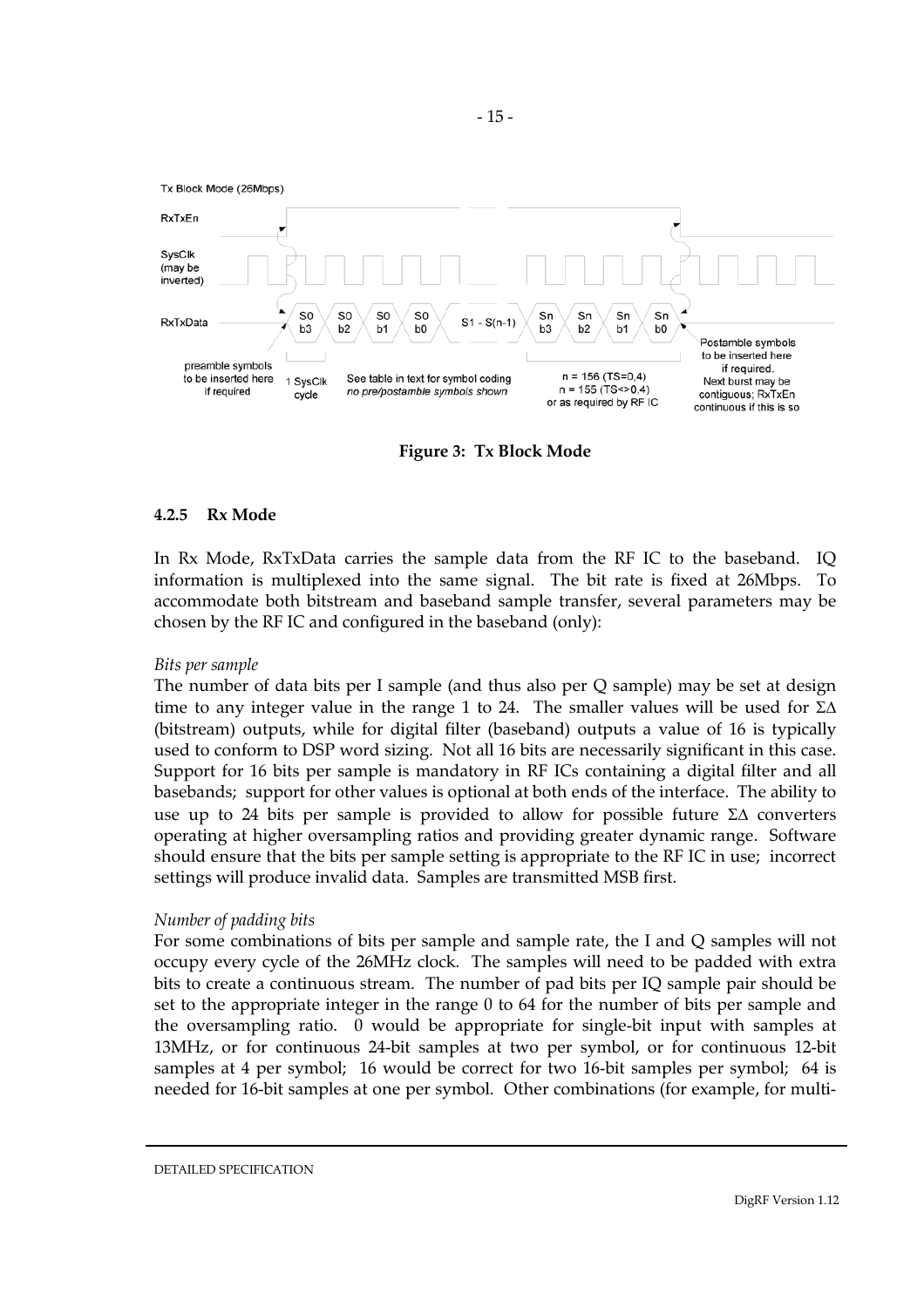Figure 3: Tx Block Mode

#### 4.2.5 Rx Mode

In Rx Mode, RxTxData carries the sample data from the RF IC to the baseband. IQ information is multiplexed into the same signal. The bit rate is fixed at 26Mbps. To accommodate both bitstream and baseband sample transfer, several parameters may be chosen by the RF IC and configured in the baseband (only):

*Bits per sample*

The number of data bits per I sample (and thus also per Q sample) may be set at design time to any integer value in the range 1 to 24. The smaller values will be used for ΣΔ (bitstream) outputs, while for digital filter (baseband) outputs a value of 16 is typically used to conform to DSP word sizing. Not all 16 bits are necessarily significant in this case. Support for 16 bits per sample is mandatory in RF ICs containing a digital filter and all basebands; support for other values is optional at both ends of the interface. The ability to use up to 24 bits per sample is provided to allow for possible future ΣΔ converters operating at higher oversampling ratios and providing greater dynamic range. Software should ensure that the bits per sample setting is appropriate to the RF IC in use; incorrect settings will produce invalid data. Samples are transmitted MSB first.

*Number of padding bits*

For some combinations of bits per sample and sample rate, the I and Q samples will not occupy every cycle of the 26MHz clock. The samples will need to be padded with extra bits to create a continuous stream. The number of pad bits per IQ sample pair should be set to the appropriate integer in the range 0 to 64 for the number of bits per sample and the oversampling ratio. 0 would be appropriate for single-bit input with samples at 13MHz, or for continuous 24-bit samples at two per symbol, or for continuous 12-bit samples at 4 per symbol; 16 would be correct for two 16-bit samples per symbol; 64 is needed for 16-bit samples at one per symbol. Other combinations (for example, for multi-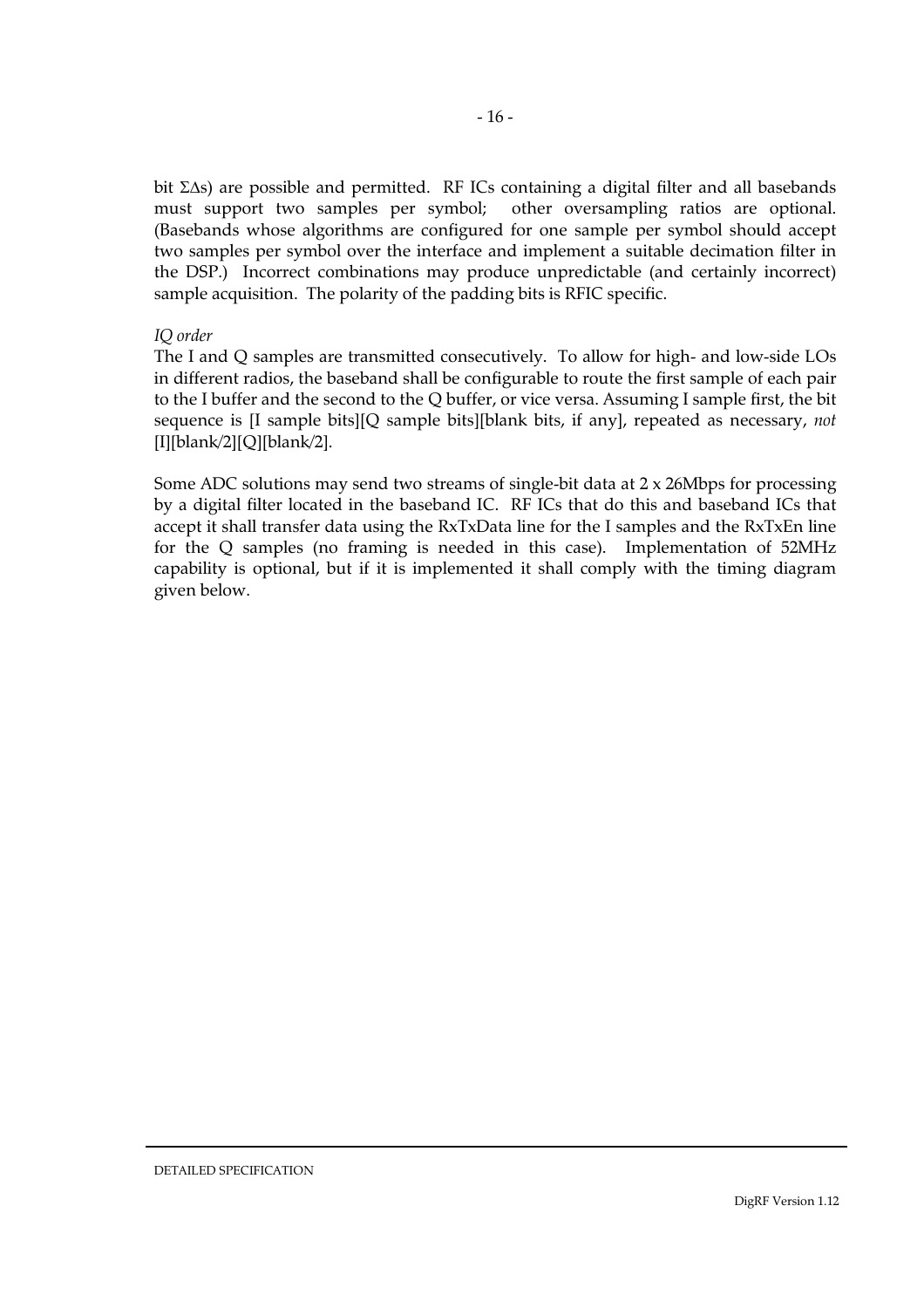bit ΣΔs) are possible and permitted. RF ICs containing a digital filter and all basebands must support two samples per symbol; other oversampling ratios are optional. (Basebands whose algorithms are configured for one sample per symbol should accept two samples per symbol over the interface and implement a suitable decimation filter in the DSP.) Incorrect combinations may produce unpredictable (and certainly incorrect) sample acquisition. The polarity of the padding bits is RFIC specific.

*IQ order*

The I and Q samples are transmitted consecutively. To allow for high- and low-side LOs in different radios, the baseband shall be configurable to route the first sample of each pair to the I buffer and the second to the Q buffer, or vice versa. Assuming I sample first, the bit sequence is [I sample bits][Q sample bits][blank bits, if any], repeated as necessary, *not* [I][blank/2][Q][blank/2].

Some ADC solutions may send two streams of single-bit data at 2 x 26Mbps for processing by a digital filter located in the baseband IC. RF ICs that do this and baseband ICs that accept it shall transfer data using the RxTxData line for the I samples and the RxTxEn line for the Q samples (no framing is needed in this case). Implementation of 52MHz capability is optional, but if it is implemented it shall comply with the timing diagram given below.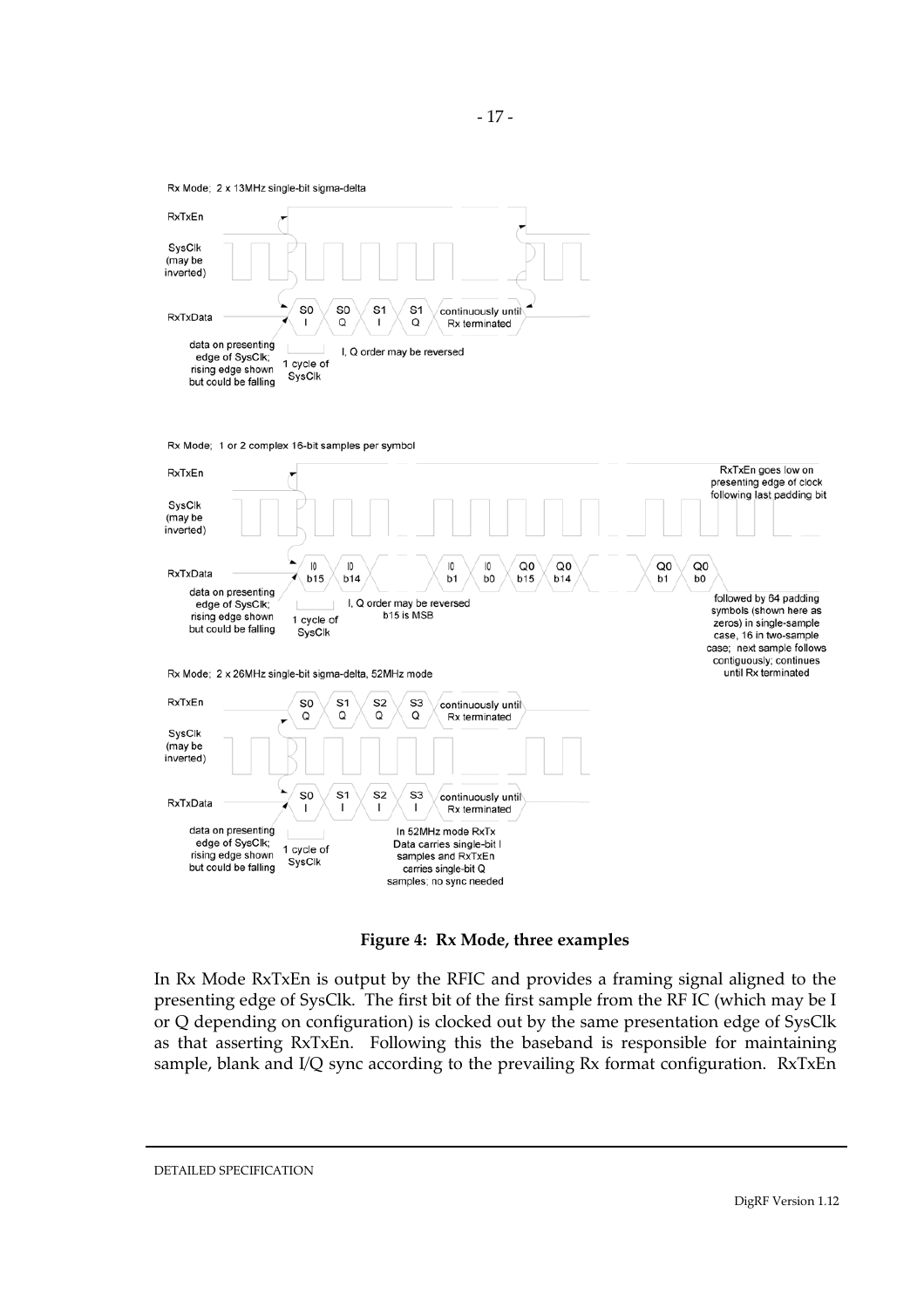Rx Mode; 2 x 13MHz single-bit sigma-delta

RxTxEn

SysClk (may be inverted)

RxTxData: S0 I, S0 Q, S1 I, S1 Q, continuously until Rx terminated

data on presenting edge of SysClk; rising edge shown but could be falling

1 cycle of SysClk

I, Q order may be reversed

Rx Mode; 1 or 2 complex 16-bit samples per symbol

RxTxEn

RxTxEn goes low on presenting edge of clock following last padding bit

SysClk (may be inverted)

RxTxData: I0 b15, I0 b14, I0 b1, I0 b0, Q0 b15, Q0 b14, Q0 b1, Q0 b0

data on presenting edge of SysClk; rising edge shown but could be falling

1 cycle of SysClk

I, Q order may be reversed
b15 is MSB

followed by 64 padding symbols (shown here as zeros) in single-sample case, 16 in two-sample case; next sample follows contiguously; continues until Rx terminated

Rx Mode; 2 x 26MHz single-bit sigma-delta, 52MHz mode

RxTxEn: S0 Q, S1 Q, S2 Q, S3 Q, continuously until Rx terminated

SysClk (may be inverted)

RxTxData: S0 I, S1 I, S2 I, S3 I, continuously until Rx terminated

data on presenting edge of SysClk; rising edge shown but could be falling

1 cycle of SysClk

In 52MHz mode RxTx Data carries single-bit I samples and RxTxEn carries single-bit Q samples; no sync needed

**Figure 4: Rx Mode, three examples**

In Rx Mode RxTxEn is output by the RFIC and provides a framing signal aligned to the presenting edge of SysClk. The first bit of the first sample from the RF IC (which may be I or Q depending on configuration) is clocked out by the same presentation edge of SysClk as that asserting RxTxEn. Following this the baseband is responsible for maintaining sample, blank and I/Q sync according to the prevailing Rx format configuration. RxTxEn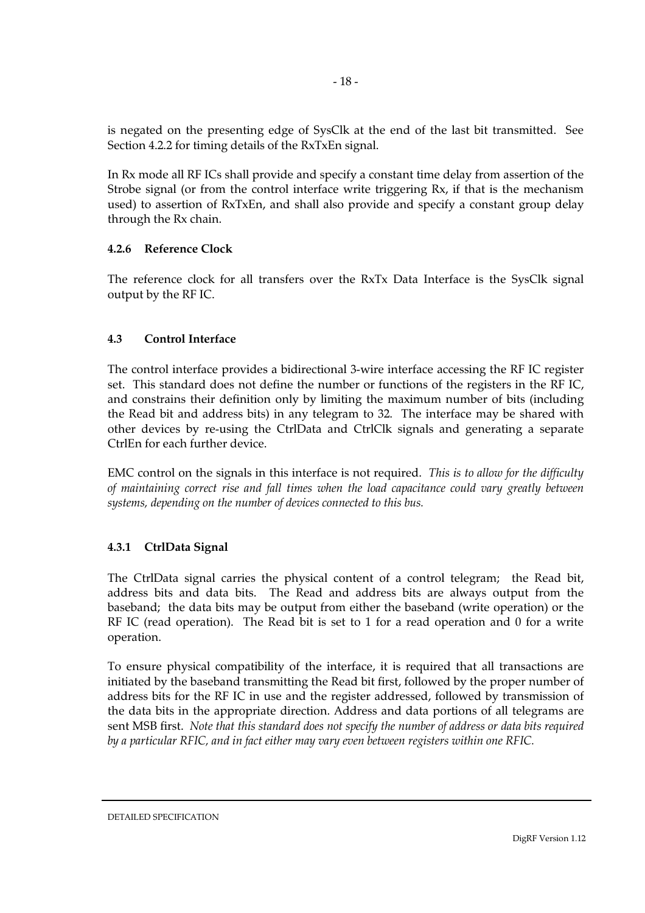is negated on the presenting edge of SysClk at the end of the last bit transmitted. See Section 4.2.2 for timing details of the RxTxEn signal.

In Rx mode all RF ICs shall provide and specify a constant time delay from assertion of the Strobe signal (or from the control interface write triggering Rx, if that is the mechanism used) to assertion of RxTxEn, and shall also provide and specify a constant group delay through the Rx chain.

#### 4.2.6 Reference Clock

The reference clock for all transfers over the RxTx Data Interface is the SysClk signal output by the RF IC.

### 4.3 Control Interface

The control interface provides a bidirectional 3-wire interface accessing the RF IC register set. This standard does not define the number or functions of the registers in the RF IC, and constrains their definition only by limiting the maximum number of bits (including the Read bit and address bits) in any telegram to 32. The interface may be shared with other devices by re-using the CtrlData and CtrlClk signals and generating a separate CtrlEn for each further device.

EMC control on the signals in this interface is not required. *This is to allow for the difficulty of maintaining correct rise and fall times when the load capacitance could vary greatly between systems, depending on the number of devices connected to this bus.*

#### 4.3.1 CtrlData Signal

The CtrlData signal carries the physical content of a control telegram; the Read bit, address bits and data bits. The Read and address bits are always output from the baseband; the data bits may be output from either the baseband (write operation) or the RF IC (read operation). The Read bit is set to 1 for a read operation and 0 for a write operation.

To ensure physical compatibility of the interface, it is required that all transactions are initiated by the baseband transmitting the Read bit first, followed by the proper number of address bits for the RF IC in use and the register addressed, followed by transmission of the data bits in the appropriate direction. Address and data portions of all telegrams are sent MSB first. *Note that this standard does not specify the number of address or data bits required by a particular RFIC, and in fact either may vary even between registers within one RFIC.*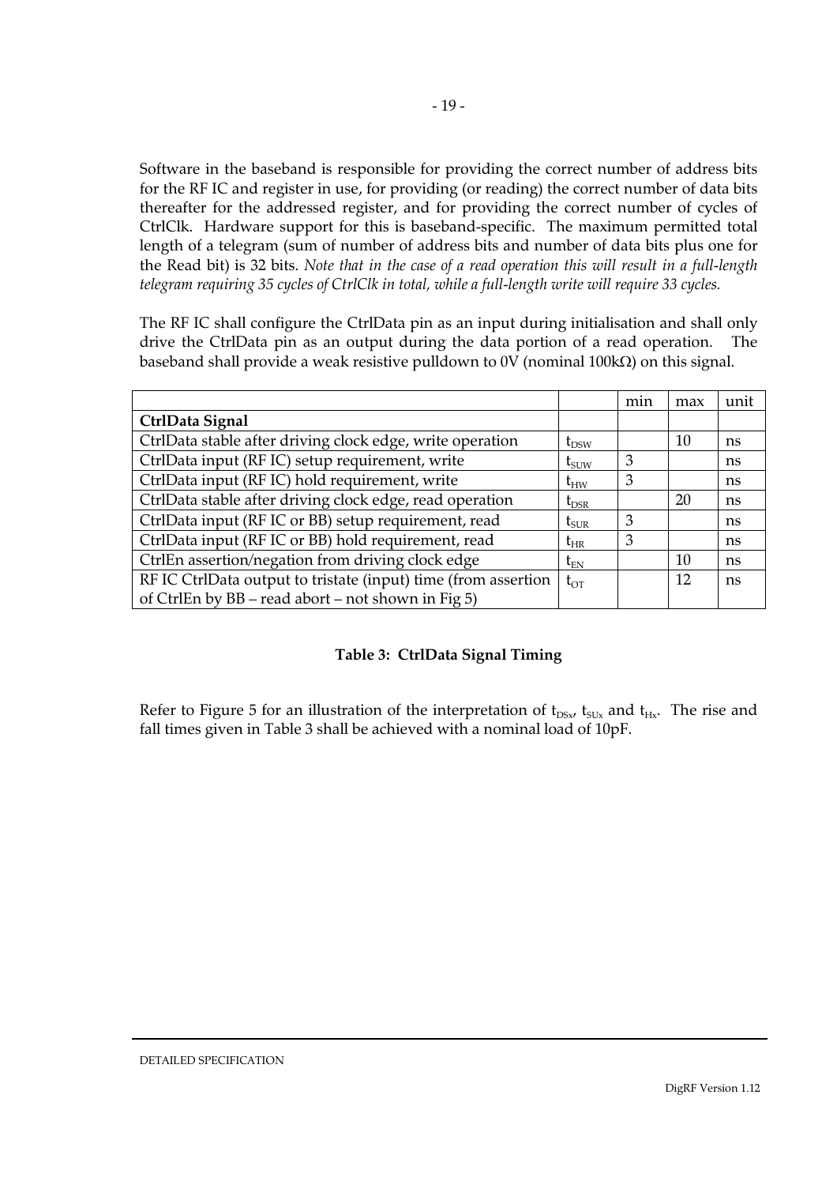Software in the baseband is responsible for providing the correct number of address bits for the RF IC and register in use, for providing (or reading) the correct number of data bits thereafter for the addressed register, and for providing the correct number of cycles of CtrlClk. Hardware support for this is baseband-specific. The maximum permitted total length of a telegram (sum of number of address bits and number of data bits plus one for the Read bit) is 32 bits. *Note that in the case of a read operation this will result in a full-length telegram requiring 35 cycles of CtrlClk in total, while a full-length write will require 33 cycles.*

The RF IC shall configure the CtrlData pin as an input during initialisation and shall only drive the CtrlData pin as an output during the data portion of a read operation. The baseband shall provide a weak resistive pulldown to 0V (nominal 100kΩ) on this signal.

| | | min | max | unit |
|---|---|---|---|---|
| **CtrlData Signal** | | | | |
| CtrlData stable after driving clock edge, write operation | $t_{DSW}$ | | 10 | ns |
| CtrlData input (RF IC) setup requirement, write | $t_{SUW}$ | 3 | | ns |
| CtrlData input (RF IC) hold requirement, write | $t_{HW}$ | 3 | | ns |
| CtrlData stable after driving clock edge, read operation | $t_{DSR}$ | | 20 | ns |
| CtrlData input (RF IC or BB) setup requirement, read | $t_{SUR}$ | 3 | | ns |
| CtrlData input (RF IC or BB) hold requirement, read | $t_{HR}$ | 3 | | ns |
| CtrlEn assertion/negation from driving clock edge | $t_{EN}$ | | 10 | ns |
| RF IC CtrlData output to tristate (input) time (from assertion of CtrlEn by BB – read abort – not shown in Fig 5) | $t_{OT}$ | | 12 | ns |

**Table 3: CtrlData Signal Timing**

Refer to Figure 5 for an illustration of the interpretation of $t_{DSx}$, $t_{SUx}$ and $t_{Hx}$. The rise and fall times given in Table 3 shall be achieved with a nominal load of 10pF.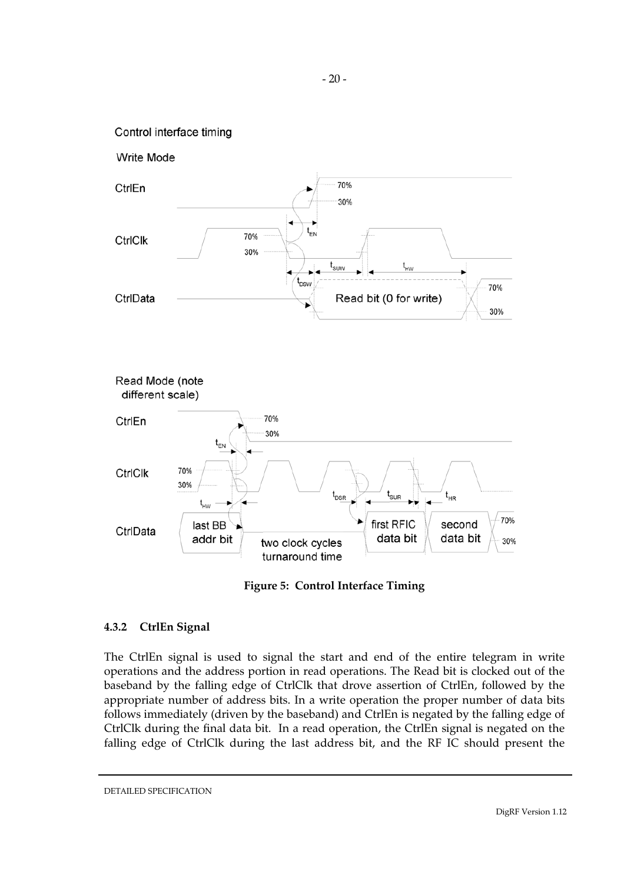Control interface timing

Write Mode

Read Mode (note different scale)

**Figure 5: Control Interface Timing**

### 4.3.2 CtrlEn Signal

The CtrlEn signal is used to signal the start and end of the entire telegram in write operations and the address portion in read operations. The Read bit is clocked out of the baseband by the falling edge of CtrlClk that drove assertion of CtrlEn, followed by the appropriate number of address bits. In a write operation the proper number of data bits follows immediately (driven by the baseband) and CtrlEn is negated by the falling edge of CtrlClk during the final data bit. In a read operation, the CtrlEn signal is negated on the falling edge of CtrlClk during the last address bit, and the RF IC should present the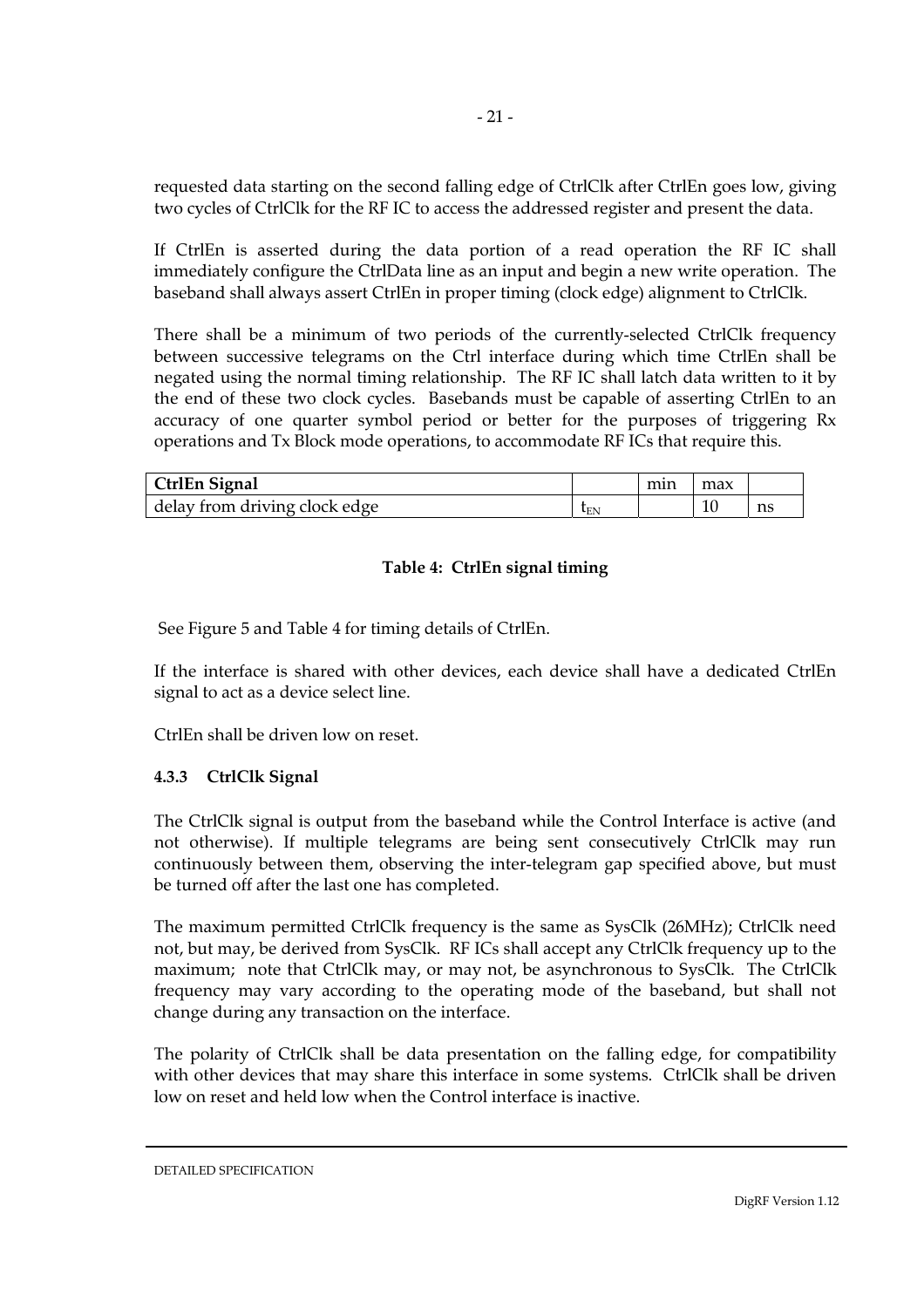requested data starting on the second falling edge of CtrlClk after CtrlEn goes low, giving two cycles of CtrlClk for the RF IC to access the addressed register and present the data.

If CtrlEn is asserted during the data portion of a read operation the RF IC shall immediately configure the CtrlData line as an input and begin a new write operation. The baseband shall always assert CtrlEn in proper timing (clock edge) alignment to CtrlClk.

There shall be a minimum of two periods of the currently-selected CtrlClk frequency between successive telegrams on the Ctrl interface during which time CtrlEn shall be negated using the normal timing relationship. The RF IC shall latch data written to it by the end of these two clock cycles. Basebands must be capable of asserting CtrlEn to an accuracy of one quarter symbol period or better for the purposes of triggering Rx operations and Tx Block mode operations, to accommodate RF ICs that require this.

| **CtrlEn Signal** | | min | max | |
|---|---|---|---|---|
| delay from driving clock edge | $t_{EN}$ | | 10 | ns |

**Table 4: CtrlEn signal timing**

See Figure 5 and Table 4 for timing details of CtrlEn.

If the interface is shared with other devices, each device shall have a dedicated CtrlEn signal to act as a device select line.

CtrlEn shall be driven low on reset.

### 4.3.3 CtrlClk Signal

The CtrlClk signal is output from the baseband while the Control Interface is active (and not otherwise). If multiple telegrams are being sent consecutively CtrlClk may run continuously between them, observing the inter-telegram gap specified above, but must be turned off after the last one has completed.

The maximum permitted CtrlClk frequency is the same as SysClk (26MHz); CtrlClk need not, but may, be derived from SysClk. RF ICs shall accept any CtrlClk frequency up to the maximum; note that CtrlClk may, or may not, be asynchronous to SysClk. The CtrlClk frequency may vary according to the operating mode of the baseband, but shall not change during any transaction on the interface.

The polarity of CtrlClk shall be data presentation on the falling edge, for compatibility with other devices that may share this interface in some systems. CtrlClk shall be driven low on reset and held low when the Control interface is inactive.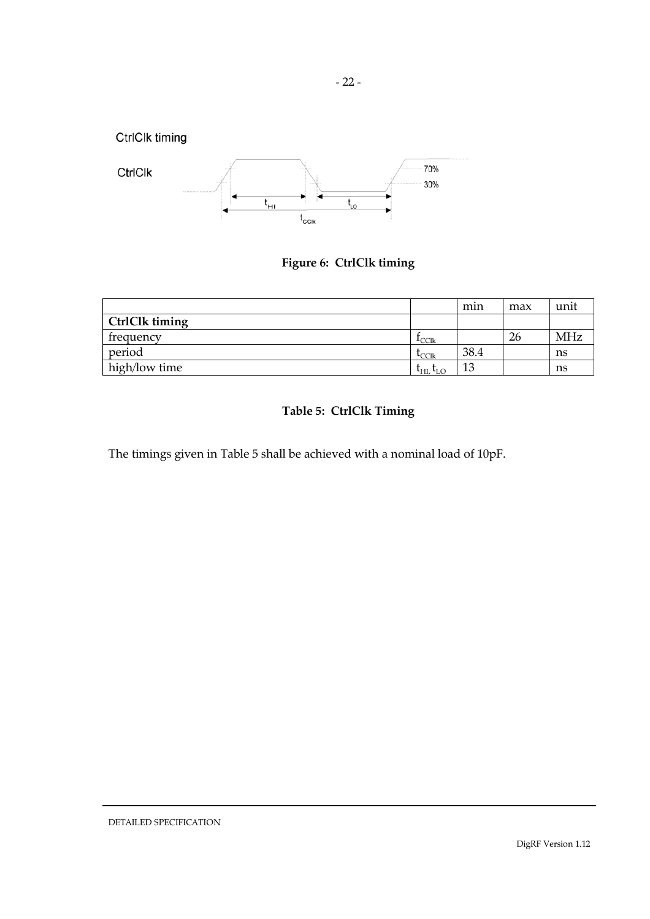CtrlClk timing

CtrlClk

70%

30%

$t_{HI}$ $t_{LO}$

$t_{CClk}$

**Figure 6: CtrlClk timing**

| | | min | max | unit |
|---|---|---|---|---|
| **CtrlClk timing** | | | | |
| frequency | $f_{CClk}$ | | 26 | MHz |
| period | $t_{CClk}$ | 38.4 | | ns |
| high/low time | $t_{HI}$, $t_{LO}$ | 13 | | ns |

**Table 5: CtrlClk Timing**

The timings given in Table 5 shall be achieved with a nominal load of 10pF.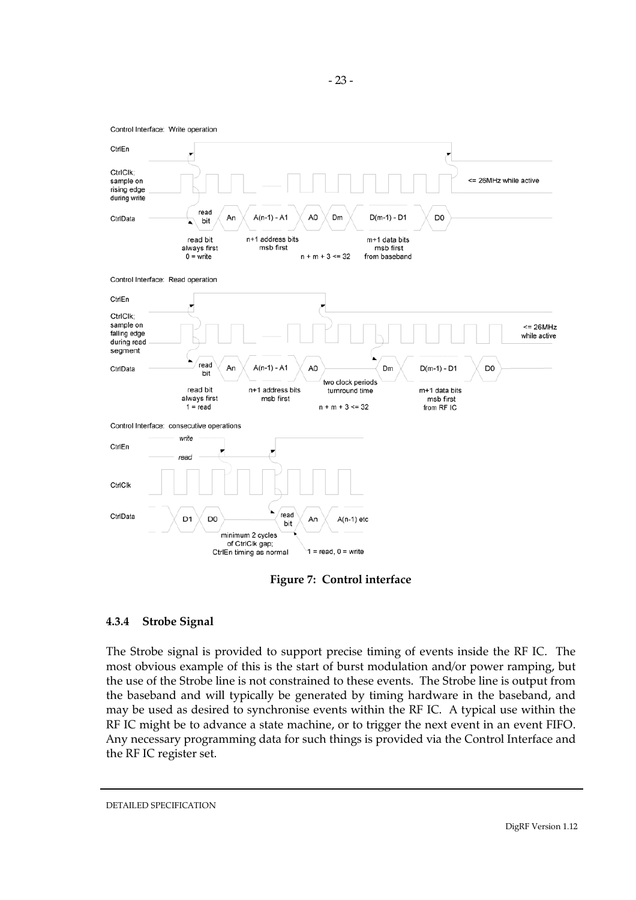Control Interface: Write operation

CtrlEn

CtrlClk; sample on rising edge during write

<= 26MHz while active

CtrlData

read bit | An | A(n-1) - A1 | A0 | Dm | D(m-1) - D1 | D0

read bit always first 0 = write

n+1 address bits msb first

n + m + 3 <= 32

m+1 data bits msb first from baseband

Control Interface: Read operation

CtrlEn

CtrlClk; sample on falling edge during read segment

<= 26MHz while active

CtrlData

read bit | An | A(n-1) - A1 | A0 | Dm | D(m-1) - D1 | D0

read bit always first 1 = read

n+1 address bits msb first

two clock periods turnround time

n + m + 3 <= 32

m+1 data bits msb first from RF IC

Control Interface: consecutive operations

CtrlEn

write

read

CtrlClk

CtrlData

D1 | D0 | read bit | An | A(n-1) etc

minimum 2 cycles of CtrlClk gap; CtrlEn timing as normal

1 = read, 0 = write

**Figure 7: Control interface**

#### 4.3.4 Strobe Signal

The Strobe signal is provided to support precise timing of events inside the RF IC. The most obvious example of this is the start of burst modulation and/or power ramping, but the use of the Strobe line is not constrained to these events. The Strobe line is output from the baseband and will typically be generated by timing hardware in the baseband, and may be used as desired to synchronise events within the RF IC. A typical use within the RF IC might be to advance a state machine, or to trigger the next event in an event FIFO. Any necessary programming data for such things is provided via the Control Interface and the RF IC register set.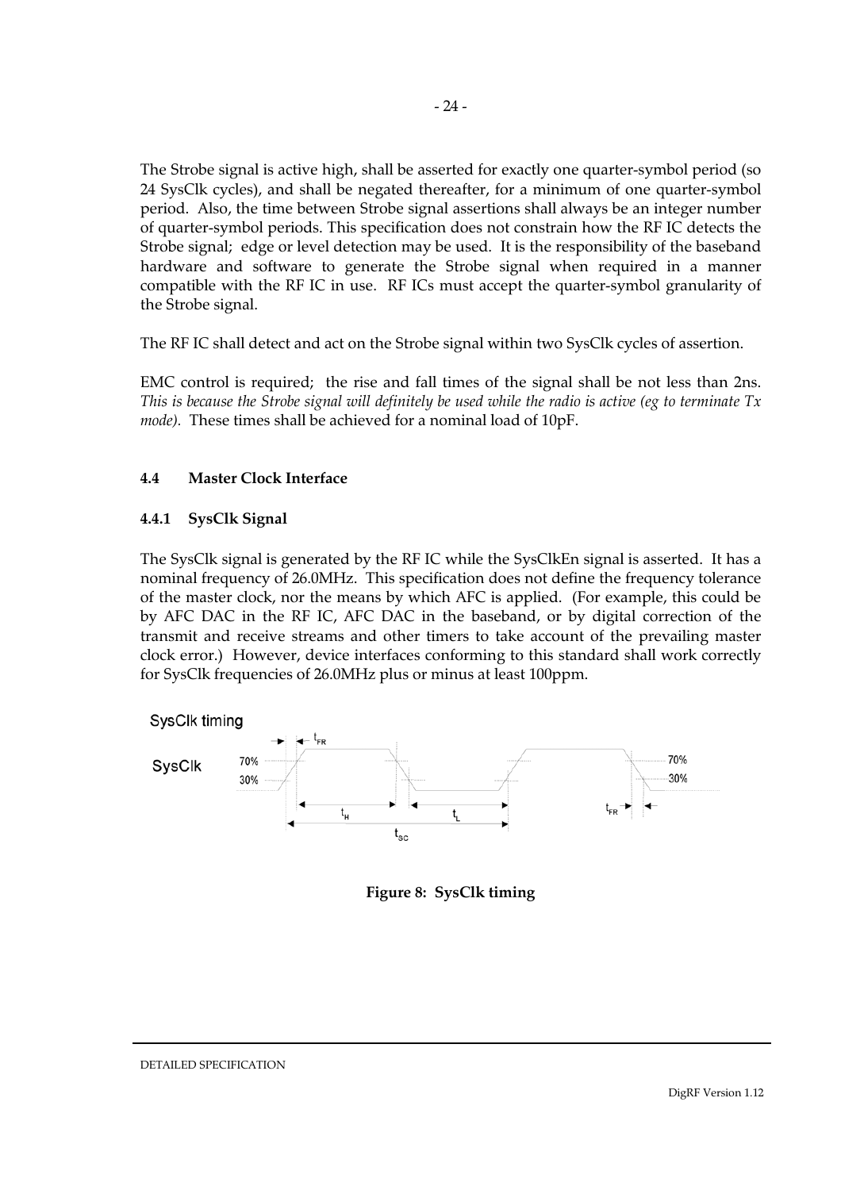The Strobe signal is active high, shall be asserted for exactly one quarter-symbol period (so 24 SysClk cycles), and shall be negated thereafter, for a minimum of one quarter-symbol period. Also, the time between Strobe signal assertions shall always be an integer number of quarter-symbol periods. This specification does not constrain how the RF IC detects the Strobe signal; edge or level detection may be used. It is the responsibility of the baseband hardware and software to generate the Strobe signal when required in a manner compatible with the RF IC in use. RF ICs must accept the quarter-symbol granularity of the Strobe signal.

The RF IC shall detect and act on the Strobe signal within two SysClk cycles of assertion.

EMC control is required; the rise and fall times of the signal shall be not less than 2ns. *This is because the Strobe signal will definitely be used while the radio is active (eg to terminate Tx mode).* These times shall be achieved for a nominal load of 10pF.

### 4.4 Master Clock Interface

#### 4.4.1 SysClk Signal

The SysClk signal is generated by the RF IC while the SysClkEn signal is asserted. It has a nominal frequency of 26.0MHz. This specification does not define the frequency tolerance of the master clock, nor the means by which AFC is applied. (For example, this could be by AFC DAC in the RF IC, AFC DAC in the baseband, or by digital correction of the transmit and receive streams and other timers to take account of the prevailing master clock error.) However, device interfaces conforming to this standard shall work correctly for SysClk frequencies of 26.0MHz plus or minus at least 100ppm.

SysClk timing

SysClk 70% 30% $t_{FR}$ $t_H$ $t_L$ $t_{SC}$

**Figure 8: SysClk timing**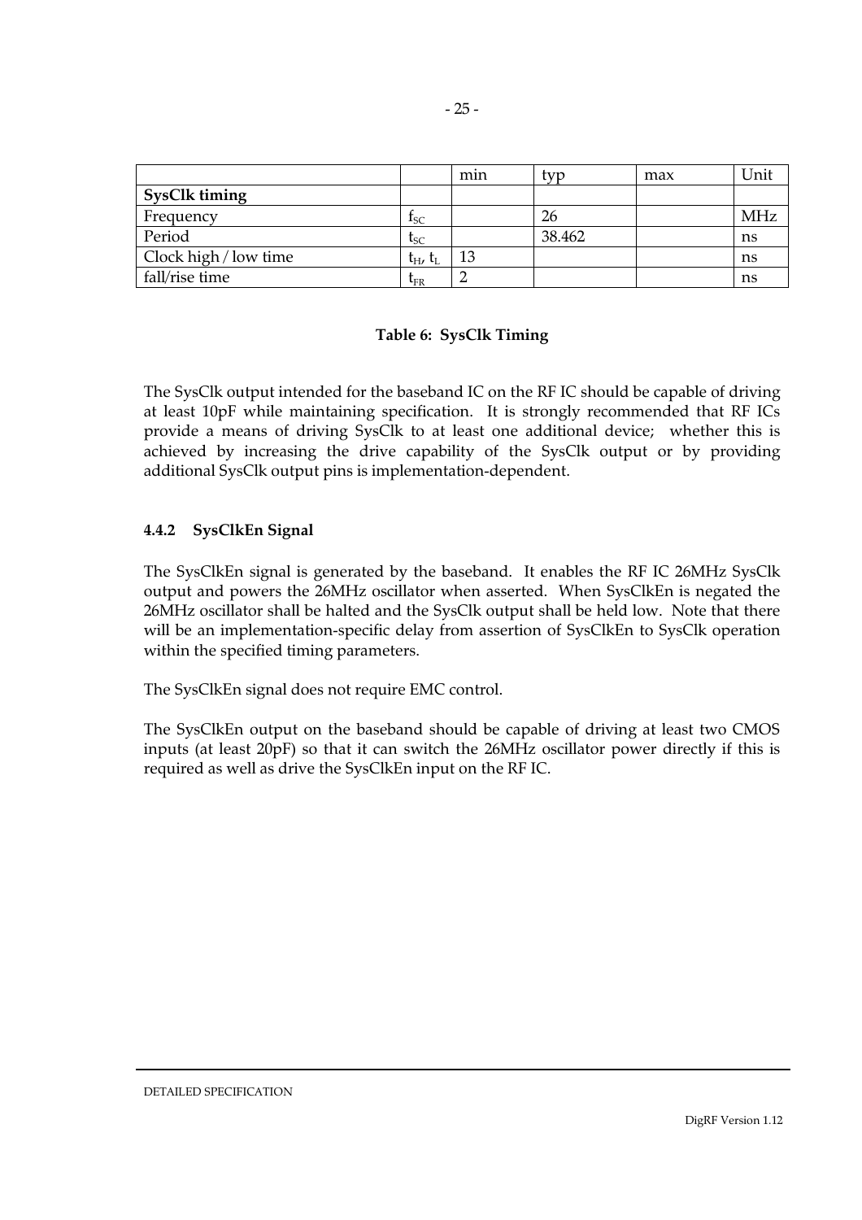| | | min | typ | max | Unit |
|---|---|---|---|---|---|
| **SysClk timing** | | | | | |
| Frequency | $f_{SC}$ | | 26 | | MHz |
| Period | $t_{SC}$ | | 38.462 | | ns |
| Clock high / low time | $t_H$, $t_L$ | 13 | | | ns |
| fall/rise time | $t_{FR}$ | 2 | | | ns |

**Table 6: SysClk Timing**

The SysClk output intended for the baseband IC on the RF IC should be capable of driving at least 10pF while maintaining specification. It is strongly recommended that RF ICs provide a means of driving SysClk to at least one additional device; whether this is achieved by increasing the drive capability of the SysClk output or by providing additional SysClk output pins is implementation-dependent.

### 4.4.2 SysClkEn Signal

The SysClkEn signal is generated by the baseband. It enables the RF IC 26MHz SysClk output and powers the 26MHz oscillator when asserted. When SysClkEn is negated the 26MHz oscillator shall be halted and the SysClk output shall be held low. Note that there will be an implementation-specific delay from assertion of SysClkEn to SysClk operation within the specified timing parameters.

The SysClkEn signal does not require EMC control.

The SysClkEn output on the baseband should be capable of driving at least two CMOS inputs (at least 20pF) so that it can switch the 26MHz oscillator power directly if this is required as well as drive the SysClkEn input on the RF IC.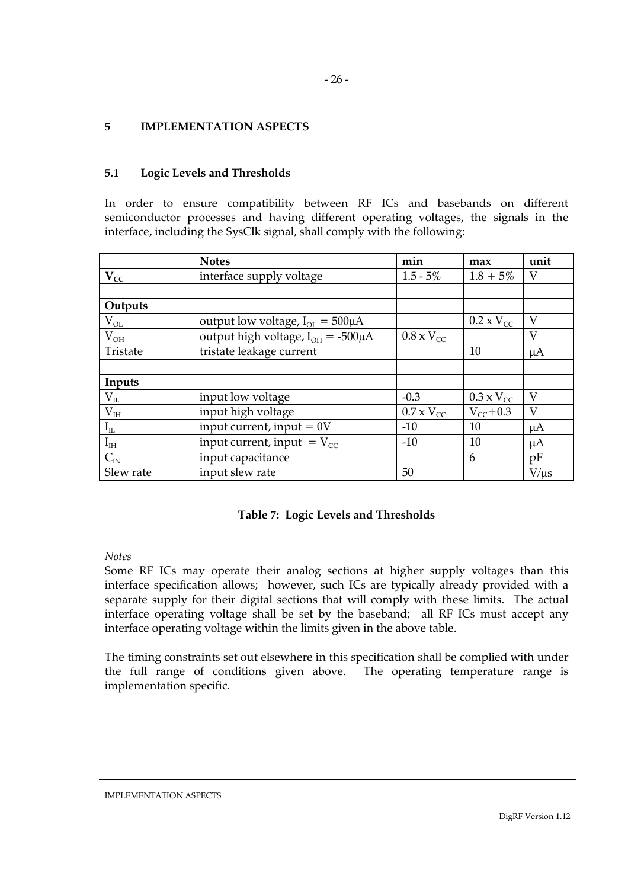## 5 IMPLEMENTATION ASPECTS

### 5.1 Logic Levels and Thresholds

In order to ensure compatibility between RF ICs and basebands on different semiconductor processes and having different operating voltages, the signals in the interface, including the SysClk signal, shall comply with the following:

| | **Notes** | **min** | **max** | **unit** |
|---|---|---|---|---|
| $\mathbf{V_{CC}}$ | interface supply voltage | 1.5 - 5% | 1.8 + 5% | V |
| | | | | |
| **Outputs** | | | | |
| $V_{OL}$ | output low voltage, $I_{OL}$ = 500μA | | 0.2 x $V_{CC}$ | V |
| $V_{OH}$ | output high voltage, $I_{OH}$ = -500μA | 0.8 x $V_{CC}$ | | V |
| Tristate | tristate leakage current | | 10 | μA |
| | | | | |
| **Inputs** | | | | |
| $V_{IL}$ | input low voltage | -0.3 | 0.3 x $V_{CC}$ | V |
| $V_{IH}$ | input high voltage | 0.7 x $V_{CC}$ | $V_{CC}$+0.3 | V |
| $I_{IL}$ | input current, input = 0V | -10 | 10 | μA |
| $I_{IH}$ | input current, input = $V_{CC}$ | -10 | 10 | μA |
| $C_{IN}$ | input capacitance | | 6 | pF |
| Slew rate | input slew rate | 50 | | V/μs |

**Table 7: Logic Levels and Thresholds**

*Notes*

Some RF ICs may operate their analog sections at higher supply voltages than this interface specification allows; however, such ICs are typically already provided with a separate supply for their digital sections that will comply with these limits. The actual interface operating voltage shall be set by the baseband; all RF ICs must accept any interface operating voltage within the limits given in the above table.

The timing constraints set out elsewhere in this specification shall be complied with under the full range of conditions given above. The operating temperature range is implementation specific.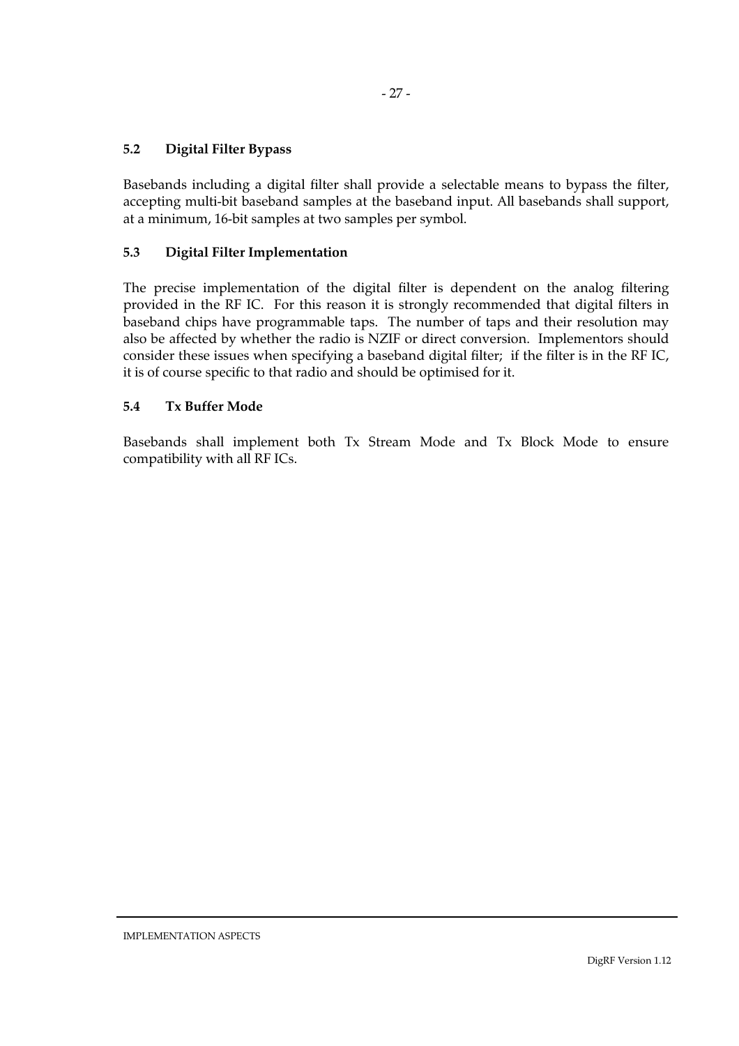### 5.2 Digital Filter Bypass

Basebands including a digital filter shall provide a selectable means to bypass the filter, accepting multi-bit baseband samples at the baseband input. All basebands shall support, at a minimum, 16-bit samples at two samples per symbol.

### 5.3 Digital Filter Implementation

The precise implementation of the digital filter is dependent on the analog filtering provided in the RF IC. For this reason it is strongly recommended that digital filters in baseband chips have programmable taps. The number of taps and their resolution may also be affected by whether the radio is NZIF or direct conversion. Implementors should consider these issues when specifying a baseband digital filter; if the filter is in the RF IC, it is of course specific to that radio and should be optimised for it.

### 5.4 Tx Buffer Mode

Basebands shall implement both Tx Stream Mode and Tx Block Mode to ensure compatibility with all RF ICs.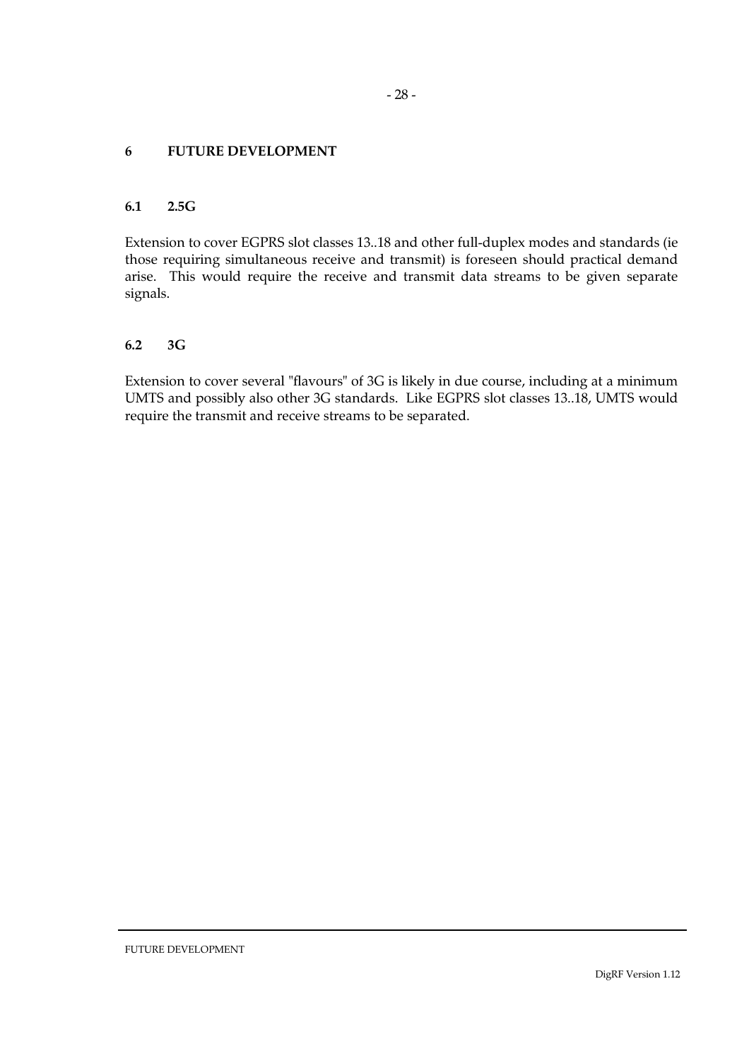# 6 FUTURE DEVELOPMENT

## 6.1 2.5G

Extension to cover EGPRS slot classes 13..18 and other full-duplex modes and standards (ie those requiring simultaneous receive and transmit) is foreseen should practical demand arise. This would require the receive and transmit data streams to be given separate signals.

## 6.2 3G

Extension to cover several "flavours" of 3G is likely in due course, including at a minimum UMTS and possibly also other 3G standards. Like EGPRS slot classes 13..18, UMTS would require the transmit and receive streams to be separated.